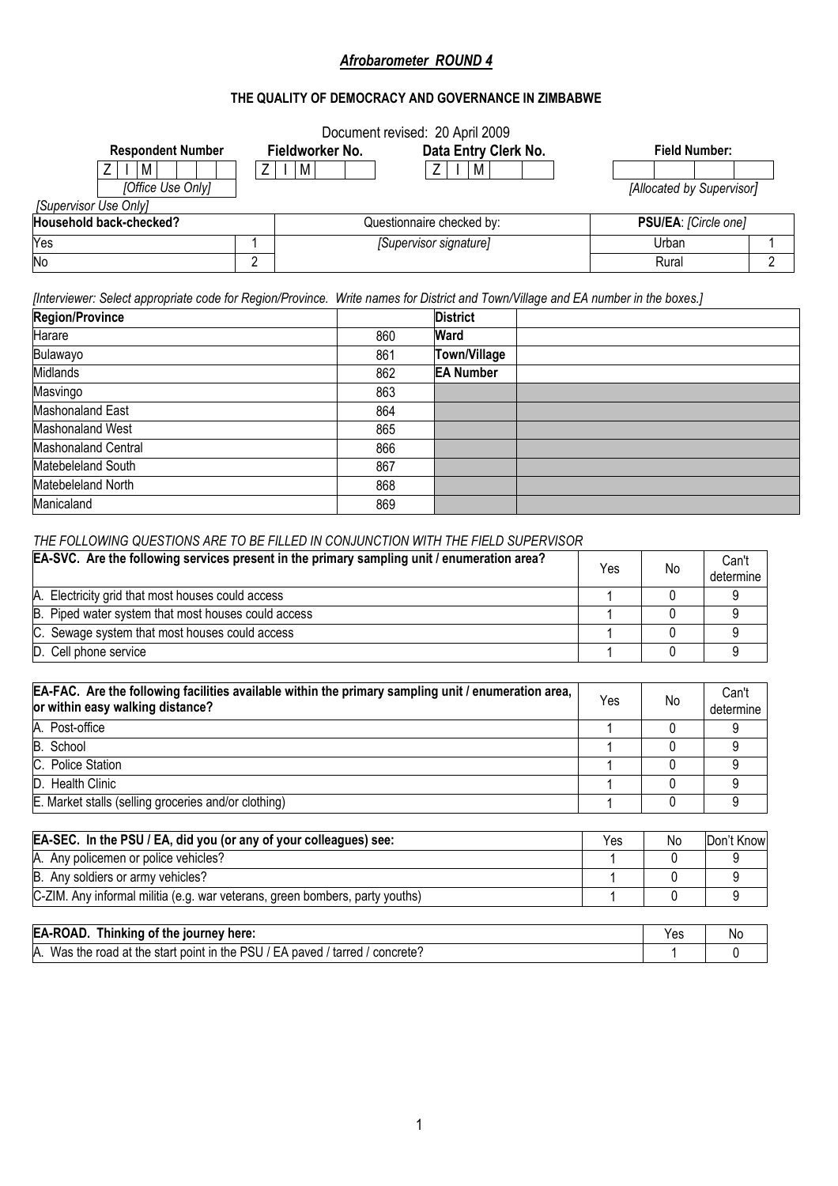## *Afrobarometer ROUND 4*

### THE QUALITY OF DEMOCRACY AND GOVERNANCE IN ZIMBABWE

Document revised: 20 April 2009

| Respondent Number | Fieldworker No. | Data Entry Clerk No. | Field Number: |
|---|---|---|---|
| Z I M | Z I M | Z I M | |
| *[Office Use Only]* | | | *[Allocated by Supervisor]* |

*[Supervisor Use Only]*

| Household back-checked? | | Questionnaire checked by: | PSU/EA: *[Circle one]* | |
|---|---|---|---|---|
| Yes | 1 | *[Supervisor signature]* | Urban | 1 |
| No | 2 | | Rural | 2 |

*[Interviewer: Select appropriate code for Region/Province. Write names for District and Town/Village and EA number in the boxes.]*

| Region/Province | | | |
|---|---|---|---|
| Harare | 860 | **District** | |
| Bulawayo | 861 | **Ward** | |
| Midlands | 862 | **Town/Village** | |
| Masvingo | 863 | **EA Number** | |
| Mashonaland East | 864 | | |
| Mashonaland West | 865 | | |
| Mashonaland Central | 866 | | |
| Matebeleland South | 867 | | |
| Matebeleland North | 868 | | |
| Manicaland | 869 | | |

*THE FOLLOWING QUESTIONS ARE TO BE FILLED IN CONJUNCTION WITH THE FIELD SUPERVISOR*

| EA-SVC. Are the following services present in the primary sampling unit / enumeration area? | Yes | No | Can't determine |
|---|---|---|---|
| A. Electricity grid that most houses could access | 1 | 0 | 9 |
| B. Piped water system that most houses could access | 1 | 0 | 9 |
| C. Sewage system that most houses could access | 1 | 0 | 9 |
| D. Cell phone service | 1 | 0 | 9 |

| EA-FAC. Are the following facilities available within the primary sampling unit / enumeration area, or within easy walking distance? | Yes | No | Can't determine |
|---|---|---|---|
| A. Post-office | 1 | 0 | 9 |
| B. School | 1 | 0 | 9 |
| C. Police Station | 1 | 0 | 9 |
| D. Health Clinic | 1 | 0 | 9 |
| E. Market stalls (selling groceries and/or clothing) | 1 | 0 | 9 |

| EA-SEC. In the PSU / EA, did you (or any of your colleagues) see: | Yes | No | Don't Know |
|---|---|---|---|
| A. Any policemen or police vehicles? | 1 | 0 | 9 |
| B. Any soldiers or army vehicles? | 1 | 0 | 9 |
| C-ZIM. Any informal militia (e.g. war veterans, green bombers, party youths) | 1 | 0 | 9 |

| EA-ROAD. Thinking of the journey here: | Yes | No |
|---|---|---|
| A. Was the road at the start point in the PSU / EA paved / tarred / concrete? | 1 | 0 |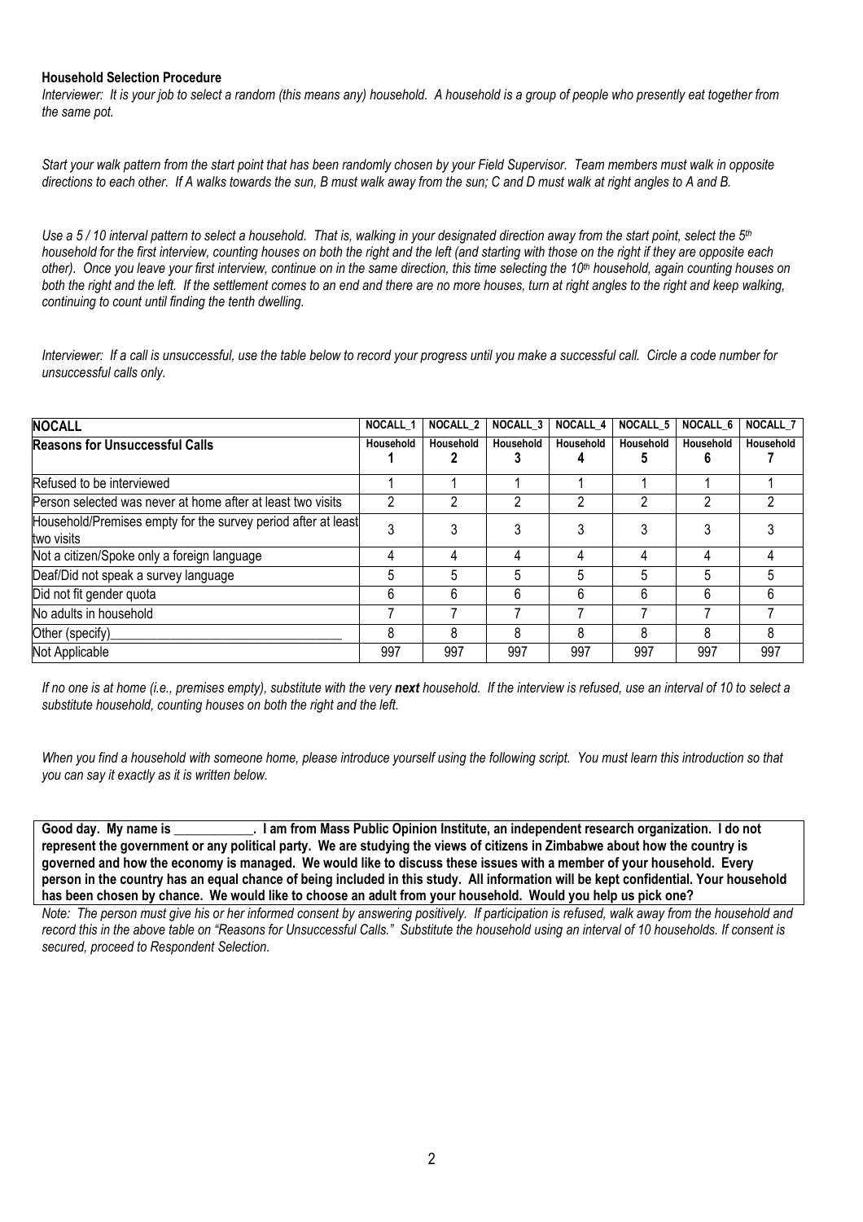**Household Selection Procedure**

*Interviewer: It is your job to select a random (this means any) household. A household is a group of people who presently eat together from the same pot.*

*Start your walk pattern from the start point that has been randomly chosen by your Field Supervisor. Team members must walk in opposite directions to each other. If A walks towards the sun, B must walk away from the sun; C and D must walk at right angles to A and B.*

*Use a 5 / 10 interval pattern to select a household. That is, walking in your designated direction away from the start point, select the 5th household for the first interview, counting houses on both the right and the left (and starting with those on the right if they are opposite each other). Once you leave your first interview, continue on in the same direction, this time selecting the 10th household, again counting houses on both the right and the left. If the settlement comes to an end and there are no more houses, turn at right angles to the right and keep walking, continuing to count until finding the tenth dwelling.*

*Interviewer: If a call is unsuccessful, use the table below to record your progress until you make a successful call. Circle a code number for unsuccessful calls only.*

| **NOCALL** | **NOCALL_1** | **NOCALL_2** | **NOCALL_3** | **NOCALL_4** | **NOCALL_5** | **NOCALL_6** | **NOCALL_7** |
|---|---|---|---|---|---|---|---|
| **Reasons for Unsuccessful Calls** | **Household 1** | **Household 2** | **Household 3** | **Household 4** | **Household 5** | **Household 6** | **Household 7** |
| Refused to be interviewed | 1 | 1 | 1 | 1 | 1 | 1 | 1 |
| Person selected was never at home after at least two visits | 2 | 2 | 2 | 2 | 2 | 2 | 2 |
| Household/Premises empty for the survey period after at least two visits | 3 | 3 | 3 | 3 | 3 | 3 | 3 |
| Not a citizen/Spoke only a foreign language | 4 | 4 | 4 | 4 | 4 | 4 | 4 |
| Deaf/Did not speak a survey language | 5 | 5 | 5 | 5 | 5 | 5 | 5 |
| Did not fit gender quota | 6 | 6 | 6 | 6 | 6 | 6 | 6 |
| No adults in household | 7 | 7 | 7 | 7 | 7 | 7 | 7 |
| Other (specify)___________________________________ | 8 | 8 | 8 | 8 | 8 | 8 | 8 |
| Not Applicable | 997 | 997 | 997 | 997 | 997 | 997 | 997 |

*If no one is at home (i.e., premises empty), substitute with the very **next** household. If the interview is refused, use an interval of 10 to select a substitute household, counting houses on both the right and the left.*

*When you find a household with someone home, please introduce yourself using the following script. You must learn this introduction so that you can say it exactly as it is written below.*

**Good day. My name is ____________. I am from Mass Public Opinion Institute, an independent research organization. I do not represent the government or any political party. We are studying the views of citizens in Zimbabwe about how the country is governed and how the economy is managed. We would like to discuss these issues with a member of your household. Every person in the country has an equal chance of being included in this study. All information will be kept confidential. Your household has been chosen by chance. We would like to choose an adult from your household. Would you help us pick one?**

*Note: The person must give his or her informed consent by answering positively. If participation is refused, walk away from the household and record this in the above table on "Reasons for Unsuccessful Calls." Substitute the household using an interval of 10 households. If consent is secured, proceed to Respondent Selection.*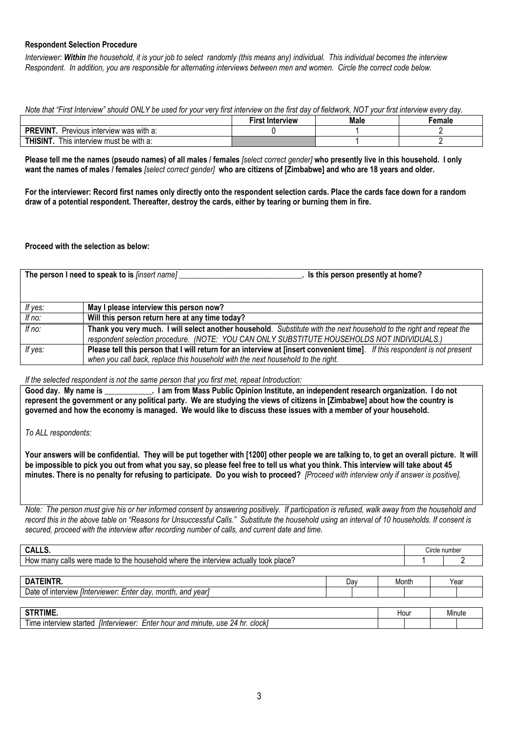**Respondent Selection Procedure**

*Interviewer: **Within** the household, it is your job to select randomly (this means any) individual. This individual becomes the interview Respondent. In addition, you are responsible for alternating interviews between men and women. Circle the correct code below.*

*Note that "First Interview" should ONLY be used for your very first interview on the first day of fieldwork, NOT your first interview every day.*

| | First Interview | Male | Female |
|---|---|---|---|
| **PREVINT.** Previous interview was with a: | 0 | 1 | 2 |
| **THISINT.** This interview must be with a: | | 1 | 2 |

**Please tell me the names (pseudo names) of all males / females** *[select correct gender]* **who presently live in this household. I only want the names of males / females** *[select correct gender]* **who are citizens of [Zimbabwe] and who are 18 years and older.**

**For the interviewer: Record first names only directly onto the respondent selection cards. Place the cards face down for a random draw of a potential respondent. Thereafter, destroy the cards, either by tearing or burning them in fire.**

**Proceed with the selection as below:**

| **The person I need to speak to is** *[insert name]* \_\_\_\_\_\_\_\_\_\_\_\_\_\_\_\_\_\_\_\_\_\_\_\_\_\_\_\_\_\_. **Is this person presently at home?** | |
|---|---|
| *If yes:* | **May I please interview this person now?** |
| *If no:* | **Will this person return here at any time today?** |
| *If no:* | **Thank you very much. I will select another household**. *Substitute with the next household to the right and repeat the respondent selection procedure. (NOTE: YOU CAN ONLY SUBSTITUTE HOUSEHOLDS NOT INDIVIDUALS.)* |
| *If yes:* | **Please tell this person that I will return for an interview at [insert convenient time]**. *If this respondent is not present when you call back, replace this household with the next household to the right.* |

*If the selected respondent is not the same person that you first met, repeat Introduction:*

**Good day. My name is \_\_\_\_\_\_\_\_\_\_\_\_. I am from Mass Public Opinion Institute, an independent research organization. I do not represent the government or any political party. We are studying the views of citizens in [Zimbabwe] about how the country is governed and how the economy is managed. We would like to discuss these issues with a member of your household.**

*To ALL respondents:*

**Your answers will be confidential. They will be put together with [1200] other people we are talking to, to get an overall picture. It will be impossible to pick you out from what you say, so please feel free to tell us what you think. This interview will take about 45 minutes. There is no penalty for refusing to participate. Do you wish to proceed?** *[Proceed with interview only if answer is positive].*

*Note: The person must give his or her informed consent by answering positively. If participation is refused, walk away from the household and record this in the above table on "Reasons for Unsuccessful Calls." Substitute the household using an interval of 10 households. If consent is secured, proceed with the interview after recording number of calls, and current date and time.*

| **CALLS.** | Circle number | |
|---|---|---|
| How many calls were made to the household where the interview actually took place? | 1 | 2 |

| **DATEINTR.** | Day | | Month | | Year | |
|---|---|---|---|---|---|---|
| Date of interview *[Interviewer: Enter day, month, and year]* | | | | | | |

| **STRTIME.** | Hour | | Minute | |
|---|---|---|---|---|
| Time interview started *[Interviewer: Enter hour and minute, use 24 hr. clock]* | | | | |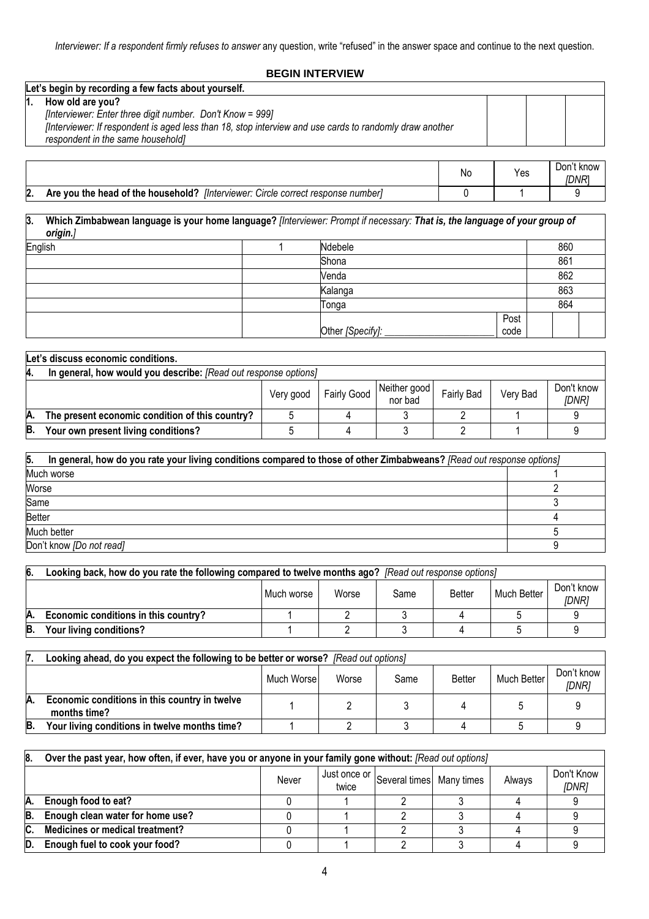*Interviewer: If a respondent firmly refuses to answer* any question, write "refused" in the answer space and continue to the next question.

## BEGIN INTERVIEW

| **Let's begin by recording a few facts about yourself.** | | | |
|---|---|---|---|
| **1. How old are you?** *[Interviewer: Enter three digit number. Don't Know = 999]* *[Interviewer: If respondent is aged less than 18, stop interview and use cards to randomly draw another respondent in the same household]* | | | |

| | No | Yes | Don't know *[DNR]* |
|---|---|---|---|
| **2. Are you the head of the household?** *[Interviewer: Circle correct response number]* | 0 | 1 | 9 |

| **3. Which Zimbabwean language is your home language?** *[Interviewer: Prompt if necessary: **That is, the language of your group of origin.**]* | | | |
|---|---|---|---|
| English | 1 | Ndebele | 860 |
| | | Shona | 861 |
| | | Venda | 862 |
| | | Kalanga | 863 |
| | | Tonga | 864 |
| | | Other *[Specify]*: ____________________ | Post code |

**Let's discuss economic conditions.**

| **4. In general, how would you describe:** *[Read out response options]* | Very good | Fairly Good | Neither good nor bad | Fairly Bad | Very Bad | Don't know *[DNR]* |
|---|---|---|---|---|---|---|
| **A. The present economic condition of this country?** | 5 | 4 | 3 | 2 | 1 | 9 |
| **B. Your own present living conditions?** | 5 | 4 | 3 | 2 | 1 | 9 |

| **5. In general, how do you rate your living conditions compared to those of other Zimbabweans?** *[Read out response options]* | |
|---|---|
| Much worse | 1 |
| Worse | 2 |
| Same | 3 |
| Better | 4 |
| Much better | 5 |
| Don't know *[Do not read]* | 9 |

| **6. Looking back, how do you rate the following compared to twelve months ago?** *[Read out response options]* | Much worse | Worse | Same | Better | Much Better | Don't know *[DNR]* |
|---|---|---|---|---|---|---|
| **A. Economic conditions in this country?** | 1 | 2 | 3 | 4 | 5 | 9 |
| **B. Your living conditions?** | 1 | 2 | 3 | 4 | 5 | 9 |

| **7. Looking ahead, do you expect the following to be better or worse?** *[Read out options]* | Much Worse | Worse | Same | Better | Much Better | Don't know *[DNR]* |
|---|---|---|---|---|---|---|
| **A. Economic conditions in this country in twelve months time?** | 1 | 2 | 3 | 4 | 5 | 9 |
| **B. Your living conditions in twelve months time?** | 1 | 2 | 3 | 4 | 5 | 9 |

| **8. Over the past year, how often, if ever, have you or anyone in your family gone without:** *[Read out options]* | Never | Just once or twice | Several times | Many times | Always | Don't Know *[DNR]* |
|---|---|---|---|---|---|---|
| **A. Enough food to eat?** | 0 | 1 | 2 | 3 | 4 | 9 |
| **B. Enough clean water for home use?** | 0 | 1 | 2 | 3 | 4 | 9 |
| **C. Medicines or medical treatment?** | 0 | 1 | 2 | 3 | 4 | 9 |
| **D. Enough fuel to cook your food?** | 0 | 1 | 2 | 3 | 4 | 9 |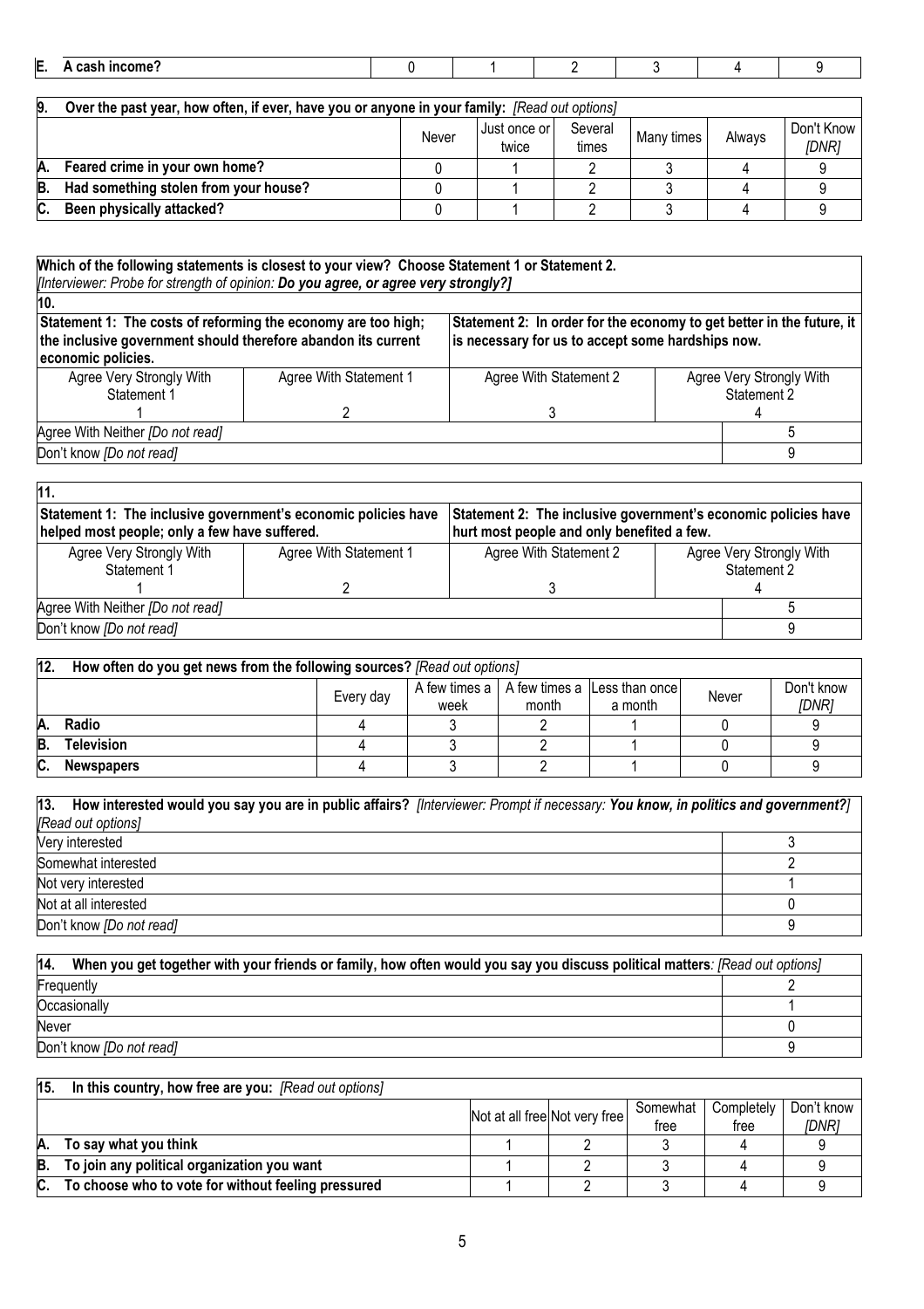| E. A cash income? | 0 | 1 | 2 | 3 | 4 | 9 |
|---|---|---|---|---|---|---|

| 9. Over the past year, how often, if ever, have you or anyone in your family: *[Read out options]* | Never | Just once or twice | Several times | Many times | Always | Don't Know *[DNR]* |
|---|---|---|---|---|---|---|
| **A. Feared crime in your own home?** | 0 | 1 | 2 | 3 | 4 | 9 |
| **B. Had something stolen from your house?** | 0 | 1 | 2 | 3 | 4 | 9 |
| **C. Been physically attacked?** | 0 | 1 | 2 | 3 | 4 | 9 |

**Which of the following statements is closest to your view? Choose Statement 1 or Statement 2.**
*[Interviewer: Probe for strength of opinion:* ***Do you agree, or agree very strongly?]***

**10.**

| **Statement 1: The costs of reforming the economy are too high; the inclusive government should therefore abandon its current economic policies.** | | **Statement 2: In order for the economy to get better in the future, it is necessary for us to accept some hardships now.** | |
|---|---|---|---|
| Agree Very Strongly With Statement 1 | Agree With Statement 1 | Agree With Statement 2 | Agree Very Strongly With Statement 2 |
| 1 | 2 | 3 | 4 |
| Agree With Neither *[Do not read]* | | | 5 |
| Don't know *[Do not read]* | | | 9 |

**11.**

| **Statement 1: The inclusive government's economic policies have helped most people; only a few have suffered.** | | **Statement 2: The inclusive government's economic policies have hurt most people and only benefited a few.** | |
|---|---|---|---|
| Agree Very Strongly With Statement 1 | Agree With Statement 1 | Agree With Statement 2 | Agree Very Strongly With Statement 2 |
| 1 | 2 | 3 | 4 |
| Agree With Neither *[Do not read]* | | | 5 |
| Don't know *[Do not read]* | | | 9 |

| 12. How often do you get news from the following sources? *[Read out options]* | Every day | A few times a week | A few times a month | Less than once a month | Never | Don't know *[DNR]* |
|---|---|---|---|---|---|---|
| **A. Radio** | 4 | 3 | 2 | 1 | 0 | 9 |
| **B. Television** | 4 | 3 | 2 | 1 | 0 | 9 |
| **C. Newspapers** | 4 | 3 | 2 | 1 | 0 | 9 |

| 13. How interested would you say you are in public affairs? *[Interviewer: Prompt if necessary:* ***You know, in politics and government?]*** *[Read out options]* | |
|---|---|
| Very interested | 3 |
| Somewhat interested | 2 |
| Not very interested | 1 |
| Not at all interested | 0 |
| Don't know *[Do not read]* | 9 |

| 14. When you get together with your friends or family, how often would you say you discuss political matters: *[Read out options]* | |
|---|---|
| Frequently | 2 |
| Occasionally | 1 |
| Never | 0 |
| Don't know *[Do not read]* | 9 |

| 15. In this country, how free are you: *[Read out options]* | Not at all free | Not very free | Somewhat free | Completely free | Don't know *[DNR]* |
|---|---|---|---|---|---|
| **A. To say what you think** | 1 | 2 | 3 | 4 | 9 |
| **B. To join any political organization you want** | 1 | 2 | 3 | 4 | 9 |
| **C. To choose who to vote for without feeling pressured** | 1 | 2 | 3 | 4 | 9 |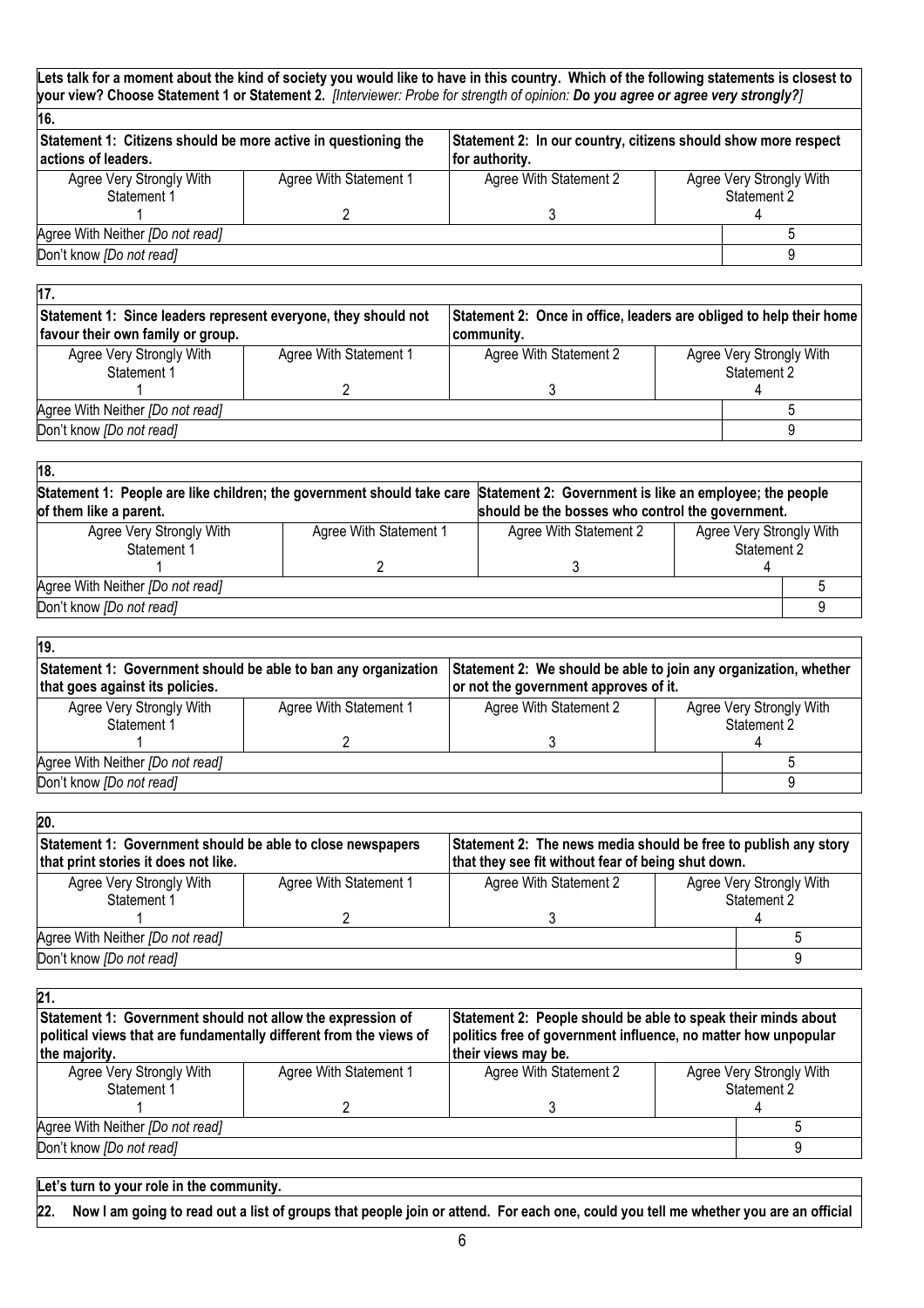**Lets talk for a moment about the kind of society you would like to have in this country. Which of the following statements is closest to your view? Choose Statement 1 or Statement 2.** *[Interviewer: Probe for strength of opinion:* ***Do you agree or agree very strongly?****]*

**16.**

| **Statement 1: Citizens should be more active in questioning the actions of leaders.** | | **Statement 2: In our country, citizens should show more respect for authority.** | |
|---|---|---|---|
| Agree Very Strongly With Statement 1 | Agree With Statement 1 | Agree With Statement 2 | Agree Very Strongly With Statement 2 |
| 1 | 2 | 3 | 4 |
| Agree With Neither *[Do not read]* | | | 5 |
| Don't know *[Do not read]* | | | 9 |

**17.**

| **Statement 1: Since leaders represent everyone, they should not favour their own family or group.** | | **Statement 2: Once in office, leaders are obliged to help their home community.** | |
|---|---|---|---|
| Agree Very Strongly With Statement 1 | Agree With Statement 1 | Agree With Statement 2 | Agree Very Strongly With Statement 2 |
| 1 | 2 | 3 | 4 |
| Agree With Neither *[Do not read]* | | | 5 |
| Don't know *[Do not read]* | | | 9 |

**18.**

| **Statement 1: People are like children; the government should take care of them like a parent.** | | **Statement 2: Government is like an employee; the people should be the bosses who control the government.** | |
|---|---|---|---|
| Agree Very Strongly With Statement 1 | Agree With Statement 1 | Agree With Statement 2 | Agree Very Strongly With Statement 2 |
| 1 | 2 | 3 | 4 |
| Agree With Neither *[Do not read]* | | | 5 |
| Don't know *[Do not read]* | | | 9 |

**19.**

| **Statement 1: Government should be able to ban any organization that goes against its policies.** | | **Statement 2: We should be able to join any organization, whether or not the government approves of it.** | |
|---|---|---|---|
| Agree Very Strongly With Statement 1 | Agree With Statement 1 | Agree With Statement 2 | Agree Very Strongly With Statement 2 |
| 1 | 2 | 3 | 4 |
| Agree With Neither *[Do not read]* | | | 5 |
| Don't know *[Do not read]* | | | 9 |

**20.**

| **Statement 1: Government should be able to close newspapers that print stories it does not like.** | | **Statement 2: The news media should be free to publish any story that they see fit without fear of being shut down.** | |
|---|---|---|---|
| Agree Very Strongly With Statement 1 | Agree With Statement 1 | Agree With Statement 2 | Agree Very Strongly With Statement 2 |
| 1 | 2 | 3 | 4 |
| Agree With Neither *[Do not read]* | | | 5 |
| Don't know *[Do not read]* | | | 9 |

**21.**

| **Statement 1: Government should not allow the expression of political views that are fundamentally different from the views of the majority.** | | **Statement 2: People should be able to speak their minds about politics free of government influence, no matter how unpopular their views may be.** | |
|---|---|---|---|
| Agree Very Strongly With Statement 1 | Agree With Statement 1 | Agree With Statement 2 | Agree Very Strongly With Statement 2 |
| 1 | 2 | 3 | 4 |
| Agree With Neither *[Do not read]* | | | 5 |
| Don't know *[Do not read]* | | | 9 |

**Let's turn to your role in the community.**

**22. Now I am going to read out a list of groups that people join or attend. For each one, could you tell me whether you are an official**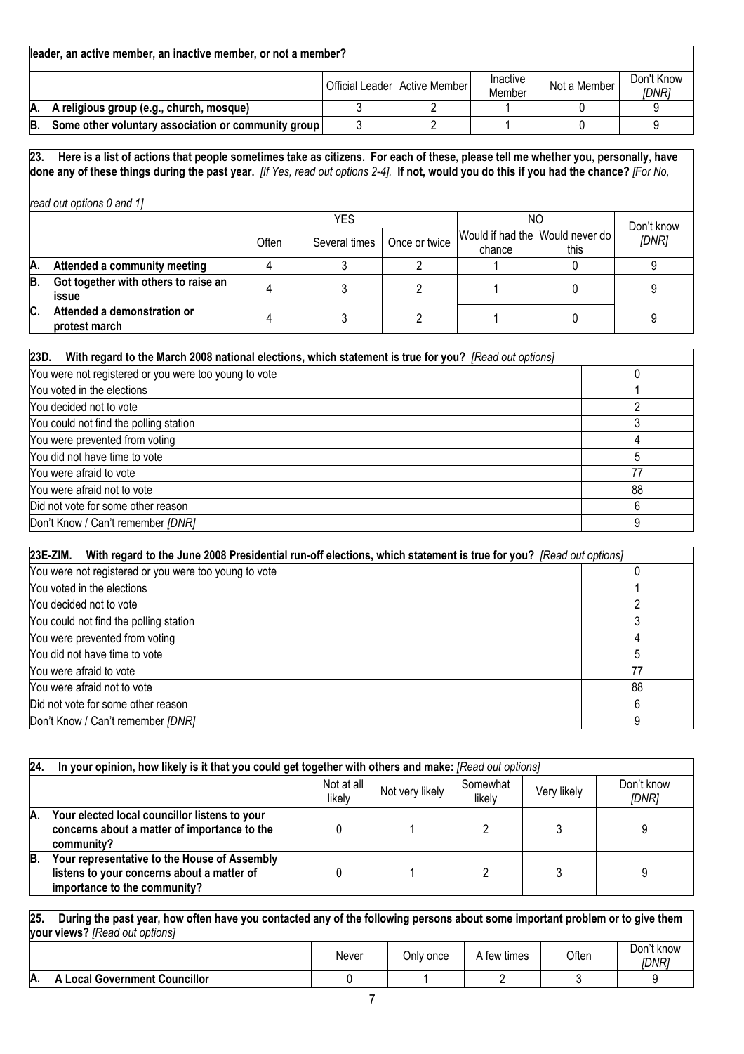**leader, an active member, an inactive member, or not a member?**

| | Official Leader | Active Member | Inactive Member | Not a Member | Don't Know *[DNR]* |
|---|---|---|---|---|---|
| **A. A religious group (e.g., church, mosque)** | 3 | 2 | 1 | 0 | 9 |
| **B. Some other voluntary association or community group** | 3 | 2 | 1 | 0 | 9 |

**23. Here is a list of actions that people sometimes take as citizens. For each of these, please tell me whether you, personally, have done any of these things during the past year.** *[If Yes, read out options 2-4].* **If not, would you do this if you had the chance?** *[For No, read out options 0 and 1]*

| | YES | | | NO | | Don't know *[DNR]* |
|---|---|---|---|---|---|---|
| | Often | Several times | Once or twice | Would if had the chance | Would never do this | |
| **A. Attended a community meeting** | 4 | 3 | 2 | 1 | 0 | 9 |
| **B. Got together with others to raise an issue** | 4 | 3 | 2 | 1 | 0 | 9 |
| **C. Attended a demonstration or protest march** | 4 | 3 | 2 | 1 | 0 | 9 |

| **23D. With regard to the March 2008 national elections, which statement is true for you?** *[Read out options]* | |
|---|---|
| You were not registered or you were too young to vote | 0 |
| You voted in the elections | 1 |
| You decided not to vote | 2 |
| You could not find the polling station | 3 |
| You were prevented from voting | 4 |
| You did not have time to vote | 5 |
| You were afraid to vote | 77 |
| You were afraid not to vote | 88 |
| Did not vote for some other reason | 6 |
| Don't Know / Can't remember *[DNR]* | 9 |

| **23E-ZIM. With regard to the June 2008 Presidential run-off elections, which statement is true for you?** *[Read out options]* | |
|---|---|
| You were not registered or you were too young to vote | 0 |
| You voted in the elections | 1 |
| You decided not to vote | 2 |
| You could not find the polling station | 3 |
| You were prevented from voting | 4 |
| You did not have time to vote | 5 |
| You were afraid to vote | 77 |
| You were afraid not to vote | 88 |
| Did not vote for some other reason | 6 |
| Don't Know / Can't remember *[DNR]* | 9 |

**24. In your opinion, how likely is it that you could get together with others and make:** *[Read out options]*

| | Not at all likely | Not very likely | Somewhat likely | Very likely | Don't know *[DNR]* |
|---|---|---|---|---|---|
| **A. Your elected local councillor listens to your concerns about a matter of importance to the community?** | 0 | 1 | 2 | 3 | 9 |
| **B. Your representative to the House of Assembly listens to your concerns about a matter of importance to the community?** | 0 | 1 | 2 | 3 | 9 |

**25. During the past year, how often have you contacted any of the following persons about some important problem or to give them your views?** *[Read out options]*

| | Never | Only once | A few times | Often | Don't know *[DNR]* |
|---|---|---|---|---|---|
| **A. A Local Government Councillor** | 0 | 1 | 2 | 3 | 9 |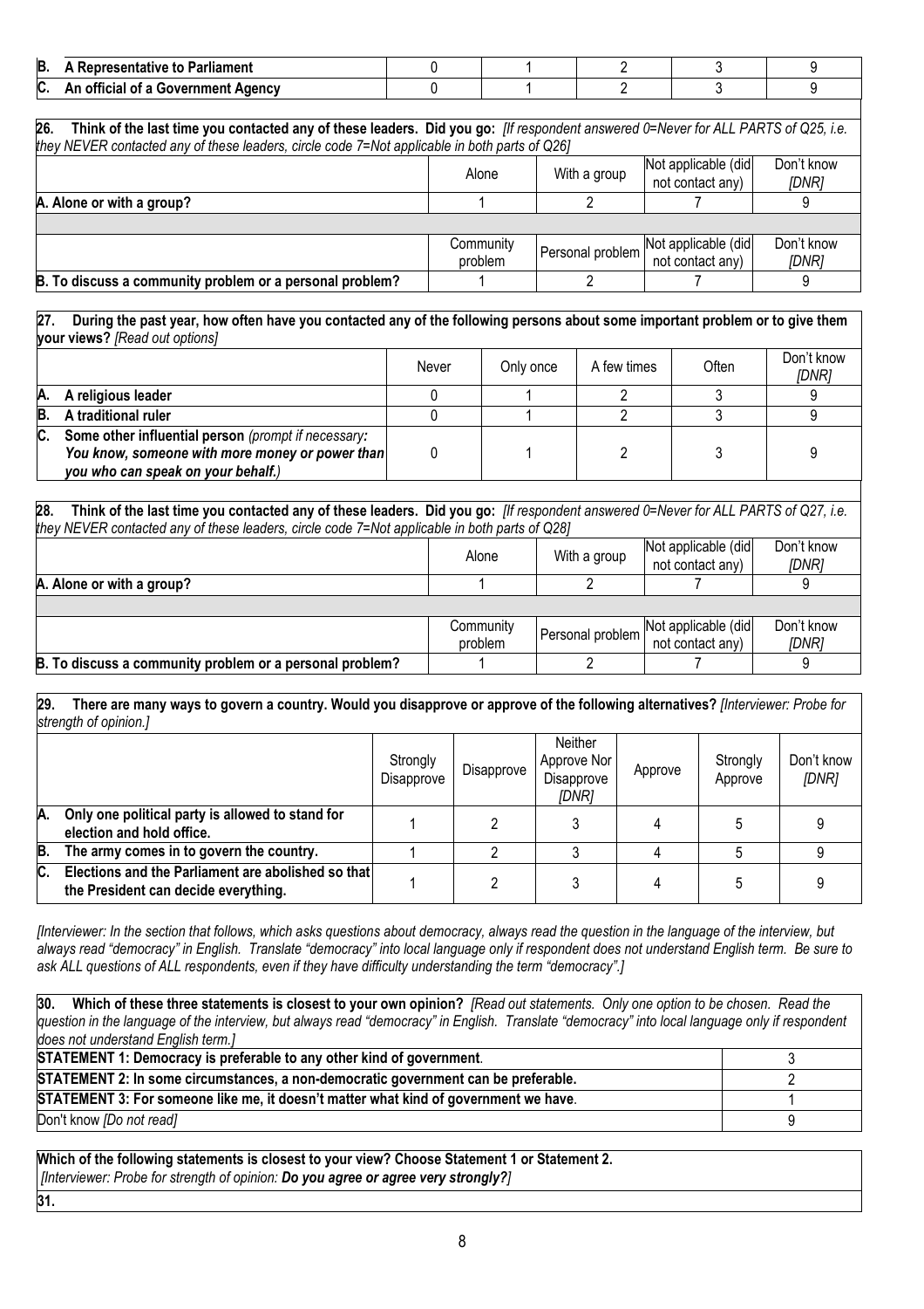| | | | | | |
|---|---|---|---|---|---|
| **B. A Representative to Parliament** | 0 | 1 | 2 | 3 | 9 |
| **C. An official of a Government Agency** | 0 | 1 | 2 | 3 | 9 |

**26. Think of the last time you contacted any of these leaders. Did you go:** *[If respondent answered 0=Never for ALL PARTS of Q25, i.e. they NEVER contacted any of these leaders, circle code 7=Not applicable in both parts of Q26]*

| | Alone | With a group | Not applicable (did not contact any) | Don't know *[DNR]* |
|---|---|---|---|---|
| **A. Alone or with a group?** | 1 | 2 | 7 | 9 |
| | Community problem | Personal problem | Not applicable (did not contact any) | Don't know *[DNR]* |
| **B. To discuss a community problem or a personal problem?** | 1 | 2 | 7 | 9 |

**27. During the past year, how often have you contacted any of the following persons about some important problem or to give them your views?** *[Read out options]*

| | Never | Only once | A few times | Often | Don't know *[DNR]* |
|---|---|---|---|---|---|
| **A. A religious leader** | 0 | 1 | 2 | 3 | 9 |
| **B. A traditional ruler** | 0 | 1 | 2 | 3 | 9 |
| **C. Some other influential person** *(prompt if necessary: **You know, someone with more money or power than you who can speak on your behalf.**)* | 0 | 1 | 2 | 3 | 9 |

**28. Think of the last time you contacted any of these leaders. Did you go:** *[If respondent answered 0=Never for ALL PARTS of Q27, i.e. they NEVER contacted any of these leaders, circle code 7=Not applicable in both parts of Q28]*

| | Alone | With a group | Not applicable (did not contact any) | Don't know *[DNR]* |
|---|---|---|---|---|
| **A. Alone or with a group?** | 1 | 2 | 7 | 9 |
| | Community problem | Personal problem | Not applicable (did not contact any) | Don't know *[DNR]* |
| **B. To discuss a community problem or a personal problem?** | 1 | 2 | 7 | 9 |

**29. There are many ways to govern a country. Would you disapprove or approve of the following alternatives?** *[Interviewer: Probe for strength of opinion.]*

| | Strongly Disapprove | Disapprove | Neither Approve Nor Disapprove *[DNR]* | Approve | Strongly Approve | Don't know *[DNR]* |
|---|---|---|---|---|---|---|
| **A. Only one political party is allowed to stand for election and hold office.** | 1 | 2 | 3 | 4 | 5 | 9 |
| **B. The army comes in to govern the country.** | 1 | 2 | 3 | 4 | 5 | 9 |
| **C. Elections and the Parliament are abolished so that the President can decide everything.** | 1 | 2 | 3 | 4 | 5 | 9 |

*[Interviewer: In the section that follows, which asks questions about democracy, always read the question in the language of the interview, but always read "democracy" in English. Translate "democracy" into local language only if respondent does not understand English term. Be sure to ask ALL questions of ALL respondents, even if they have difficulty understanding the term "democracy".]*

**30. Which of these three statements is closest to your own opinion?** *[Read out statements. Only one option to be chosen. Read the question in the language of the interview, but always read "democracy" in English. Translate "democracy" into local language only if respondent does not understand English term.]*

| | |
|---|---|
| **STATEMENT 1: Democracy is preferable to any other kind of government**. | 3 |
| **STATEMENT 2: In some circumstances, a non-democratic government can be preferable.** | 2 |
| **STATEMENT 3: For someone like me, it doesn't matter what kind of government we have**. | 1 |
| Don't know *[Do not read]* | 9 |

**Which of the following statements is closest to your view? Choose Statement 1 or Statement 2.**
*[Interviewer: Probe for strength of opinion: **Do you agree or agree very strongly?**]*

**31.**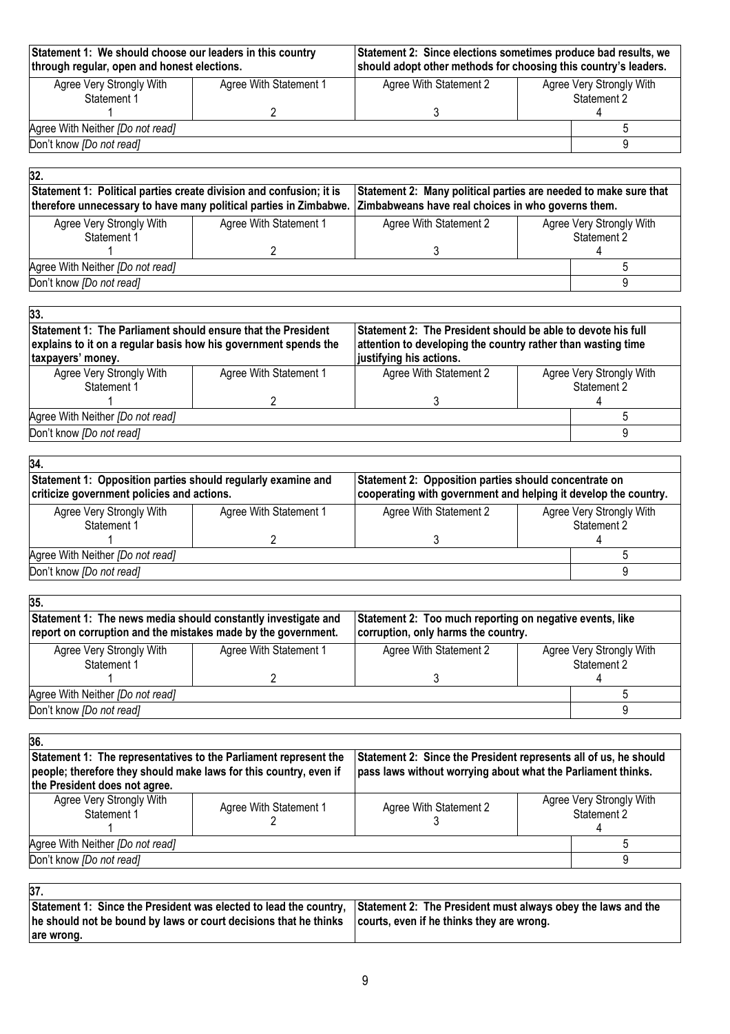| Statement 1: We should choose our leaders in this country through regular, open and honest elections. | | Statement 2: Since elections sometimes produce bad results, we should adopt other methods for choosing this country's leaders. | |
|---|---|---|---|
| Agree Very Strongly With Statement 1<br>1 | Agree With Statement 1<br>2 | Agree With Statement 2<br>3 | Agree Very Strongly With Statement 2<br>4 |
| Agree With Neither *[Do not read]* | | | 5 |
| Don't know *[Do not read]* | | | 9 |

| 32. | | | |
|---|---|---|---|
| **Statement 1: Political parties create division and confusion; it is therefore unnecessary to have many political parties in Zimbabwe.** | | **Statement 2: Many political parties are needed to make sure that Zimbabweans have real choices in who governs them.** | |
| Agree Very Strongly With Statement 1<br>1 | Agree With Statement 1<br>2 | Agree With Statement 2<br>3 | Agree Very Strongly With Statement 2<br>4 |
| Agree With Neither *[Do not read]* | | | 5 |
| Don't know *[Do not read]* | | | 9 |

| 33. | | | |
|---|---|---|---|
| **Statement 1: The Parliament should ensure that the President explains to it on a regular basis how his government spends the taxpayers' money.** | | **Statement 2: The President should be able to devote his full attention to developing the country rather than wasting time justifying his actions.** | |
| Agree Very Strongly With Statement 1<br>1 | Agree With Statement 1<br>2 | Agree With Statement 2<br>3 | Agree Very Strongly With Statement 2<br>4 |
| Agree With Neither *[Do not read]* | | | 5 |
| Don't know *[Do not read]* | | | 9 |

| 34. | | | |
|---|---|---|---|
| **Statement 1: Opposition parties should regularly examine and criticize government policies and actions.** | | **Statement 2: Opposition parties should concentrate on cooperating with government and helping it develop the country.** | |
| Agree Very Strongly With Statement 1<br>1 | Agree With Statement 1<br>2 | Agree With Statement 2<br>3 | Agree Very Strongly With Statement 2<br>4 |
| Agree With Neither *[Do not read]* | | | 5 |
| Don't know *[Do not read]* | | | 9 |

| 35. | | | |
|---|---|---|---|
| **Statement 1: The news media should constantly investigate and report on corruption and the mistakes made by the government.** | | **Statement 2: Too much reporting on negative events, like corruption, only harms the country.** | |
| Agree Very Strongly With Statement 1<br>1 | Agree With Statement 1<br>2 | Agree With Statement 2<br>3 | Agree Very Strongly With Statement 2<br>4 |
| Agree With Neither *[Do not read]* | | | 5 |
| Don't know *[Do not read]* | | | 9 |

| 36. | | | |
|---|---|---|---|
| **Statement 1: The representatives to the Parliament represent the people; therefore they should make laws for this country, even if the President does not agree.** | | **Statement 2: Since the President represents all of us, he should pass laws without worrying about what the Parliament thinks.** | |
| Agree Very Strongly With Statement 1<br>1 | Agree With Statement 1<br>2 | Agree With Statement 2<br>3 | Agree Very Strongly With Statement 2<br>4 |
| Agree With Neither *[Do not read]* | | | 5 |
| Don't know *[Do not read]* | | | 9 |

| 37. | |
|---|---|
| **Statement 1: Since the President was elected to lead the country, he should not be bound by laws or court decisions that he thinks are wrong.** | **Statement 2: The President must always obey the laws and the courts, even if he thinks they are wrong.** |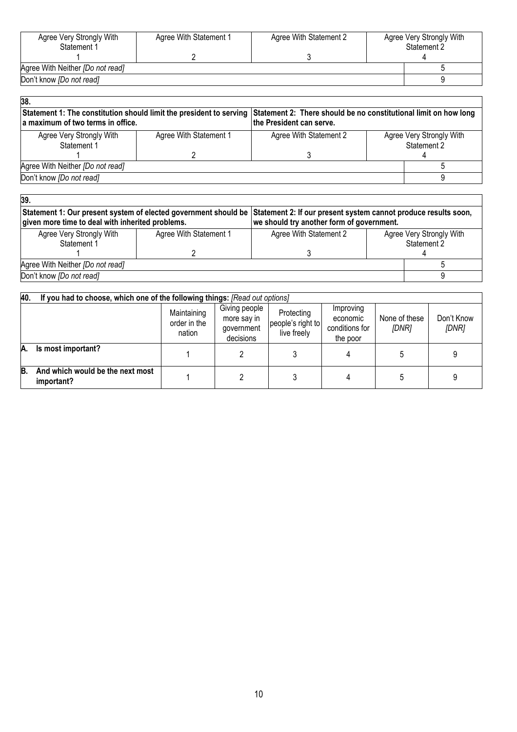| Agree Very Strongly With Statement 1 | Agree With Statement 1 | Agree With Statement 2 | Agree Very Strongly With Statement 2 |
|---|---|---|---|
| 1 | 2 | 3 | 4 |
| Agree With Neither *[Do not read]* | | | 5 |
| Don't know *[Do not read]* | | | 9 |

**38.**

| **Statement 1: The constitution should limit the president to serving a maximum of two terms in office.** | | **Statement 2: There should be no constitutional limit on how long the President can serve.** | |
|---|---|---|---|
| Agree Very Strongly With Statement 1 | Agree With Statement 1 | Agree With Statement 2 | Agree Very Strongly With Statement 2 |
| 1 | 2 | 3 | 4 |
| Agree With Neither *[Do not read]* | | | 5 |
| Don't know *[Do not read]* | | | 9 |

**39.**

| **Statement 1: Our present system of elected government should be given more time to deal with inherited problems.** | | **Statement 2: If our present system cannot produce results soon, we should try another form of government.** | |
|---|---|---|---|
| Agree Very Strongly With Statement 1 | Agree With Statement 1 | Agree With Statement 2 | Agree Very Strongly With Statement 2 |
| 1 | 2 | 3 | 4 |
| Agree With Neither *[Do not read]* | | | 5 |
| Don't know *[Do not read]* | | | 9 |

**40. If you had to choose, which one of the following things:** *[Read out options]*

| | Maintaining order in the nation | Giving people more say in government decisions | Protecting people's right to live freely | Improving economic conditions for the poor | None of these *[DNR]* | Don't Know *[DNR]* |
|---|---|---|---|---|---|---|
| **A. Is most important?** | 1 | 2 | 3 | 4 | 5 | 9 |
| **B. And which would be the next most important?** | 1 | 2 | 3 | 4 | 5 | 9 |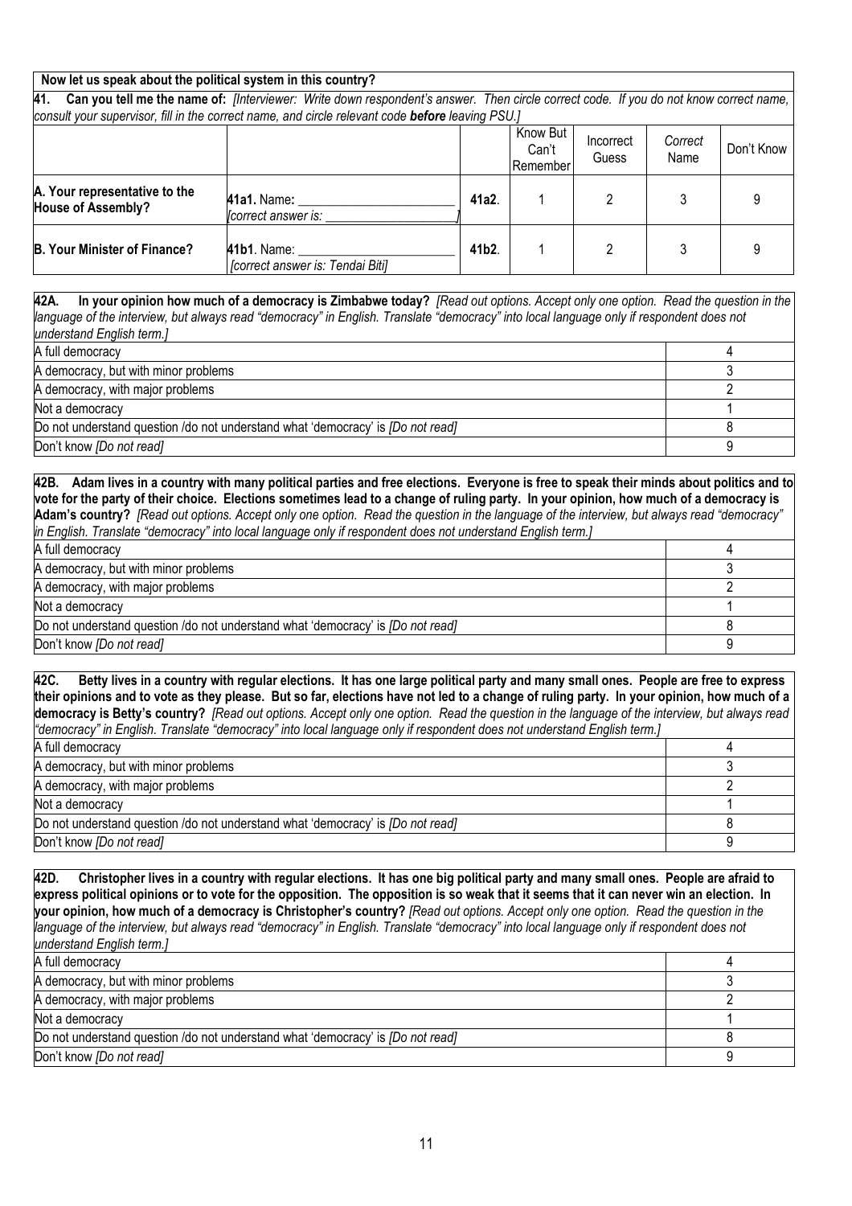**Now let us speak about the political system in this country?**

**41. Can you tell me the name of:** *[Interviewer: Write down respondent's answer. Then circle correct code. If you do not know correct name, consult your supervisor, fill in the correct name, and circle relevant code* ***before*** *leaving PSU.]*

| | | | Know But Can't Remember | Incorrect Guess | Correct Name | Don't Know |
|---|---|---|---|---|---|---|
| **A. Your representative to the House of Assembly?** | **41a1.** Name: _______________ *[correct answer is: _______________]* | **41a2.** | 1 | 2 | 3 | 9 |
| **B. Your Minister of Finance?** | **41b1**. Name: _______________ *[correct answer is: Tendai Biti]* | **41b2.** | 1 | 2 | 3 | 9 |

**42A. In your opinion how much of a democracy is Zimbabwe today?** *[Read out options. Accept only one option. Read the question in the language of the interview, but always read "democracy" in English. Translate "democracy" into local language only if respondent does not understand English term.]*

| | |
|---|---|
| A full democracy | 4 |
| A democracy, but with minor problems | 3 |
| A democracy, with major problems | 2 |
| Not a democracy | 1 |
| Do not understand question /do not understand what 'democracy' is *[Do not read]* | 8 |
| Don't know *[Do not read]* | 9 |

**42B. Adam lives in a country with many political parties and free elections. Everyone is free to speak their minds about politics and to vote for the party of their choice. Elections sometimes lead to a change of ruling party. In your opinion, how much of a democracy is Adam's country?** *[Read out options. Accept only one option. Read the question in the language of the interview, but always read "democracy" in English. Translate "democracy" into local language only if respondent does not understand English term.]*

| | |
|---|---|
| A full democracy | 4 |
| A democracy, but with minor problems | 3 |
| A democracy, with major problems | 2 |
| Not a democracy | 1 |
| Do not understand question /do not understand what 'democracy' is *[Do not read]* | 8 |
| Don't know *[Do not read]* | 9 |

**42C. Betty lives in a country with regular elections. It has one large political party and many small ones. People are free to express their opinions and to vote as they please. But so far, elections have not led to a change of ruling party. In your opinion, how much of a democracy is Betty's country?** *[Read out options. Accept only one option. Read the question in the language of the interview, but always read "democracy" in English. Translate "democracy" into local language only if respondent does not understand English term.]*

| | |
|---|---|
| A full democracy | 4 |
| A democracy, but with minor problems | 3 |
| A democracy, with major problems | 2 |
| Not a democracy | 1 |
| Do not understand question /do not understand what 'democracy' is *[Do not read]* | 8 |
| Don't know *[Do not read]* | 9 |

**42D. Christopher lives in a country with regular elections. It has one big political party and many small ones. People are afraid to express political opinions or to vote for the opposition. The opposition is so weak that it seems that it can never win an election. In your opinion, how much of a democracy is Christopher's country?** *[Read out options. Accept only one option. Read the question in the language of the interview, but always read "democracy" in English. Translate "democracy" into local language only if respondent does not understand English term.]*

| | |
|---|---|
| A full democracy | 4 |
| A democracy, but with minor problems | 3 |
| A democracy, with major problems | 2 |
| Not a democracy | 1 |
| Do not understand question /do not understand what 'democracy' is *[Do not read]* | 8 |
| Don't know *[Do not read]* | 9 |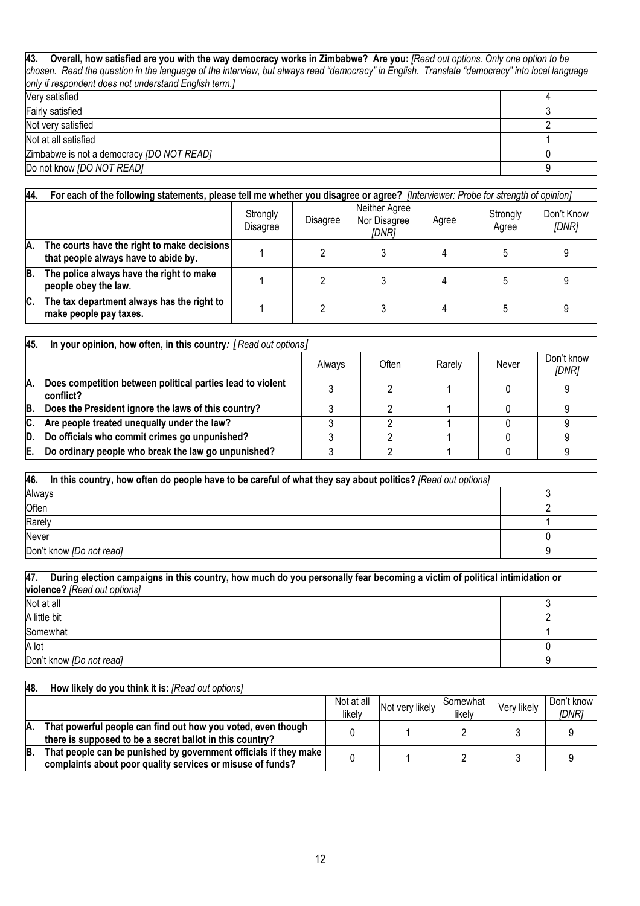| **43. Overall, how satisfied are you with the way democracy works in Zimbabwe? Are you:** *[Read out options. Only one option to be chosen. Read the question in the language of the interview, but always read "democracy" in English. Translate "democracy" into local language only if respondent does not understand English term.]* | |
|---|---|
| Very satisfied | 4 |
| Fairly satisfied | 3 |
| Not very satisfied | 2 |
| Not at all satisfied | 1 |
| Zimbabwe is not a democracy *[DO NOT READ]* | 0 |
| Do not know *[DO NOT READ]* | 9 |

**44. For each of the following statements, please tell me whether you disagree or agree?** *[Interviewer: Probe for strength of opinion]*

| | Strongly Disagree | Disagree | Neither Agree Nor Disagree *[DNR]* | Agree | Strongly Agree | Don't Know *[DNR]* |
|---|---|---|---|---|---|---|
| **A. The courts have the right to make decisions that people always have to abide by.** | 1 | 2 | 3 | 4 | 5 | 9 |
| **B. The police always have the right to make people obey the law.** | 1 | 2 | 3 | 4 | 5 | 9 |
| **C. The tax department always has the right to make people pay taxes.** | 1 | 2 | 3 | 4 | 5 | 9 |

**45. In your opinion, how often, in this country:** *[Read out options]*

| | Always | Often | Rarely | Never | Don't know *[DNR]* |
|---|---|---|---|---|---|
| **A. Does competition between political parties lead to violent conflict?** | 3 | 2 | 1 | 0 | 9 |
| **B. Does the President ignore the laws of this country?** | 3 | 2 | 1 | 0 | 9 |
| **C. Are people treated unequally under the law?** | 3 | 2 | 1 | 0 | 9 |
| **D. Do officials who commit crimes go unpunished?** | 3 | 2 | 1 | 0 | 9 |
| **E. Do ordinary people who break the law go unpunished?** | 3 | 2 | 1 | 0 | 9 |

| **46. In this country, how often do people have to be careful of what they say about politics?** *[Read out options]* | |
|---|---|
| Always | 3 |
| Often | 2 |
| Rarely | 1 |
| Never | 0 |
| Don't know *[Do not read]* | 9 |

| **47. During election campaigns in this country, how much do you personally fear becoming a victim of political intimidation or violence?** *[Read out options]* | |
|---|---|
| Not at all | 3 |
| A little bit | 2 |
| Somewhat | 1 |
| A lot | 0 |
| Don't know *[Do not read]* | 9 |

**48. How likely do you think it is:** *[Read out options]*

| | Not at all likely | Not very likely | Somewhat likely | Very likely | Don't know *[DNR]* |
|---|---|---|---|---|---|
| **A. That powerful people can find out how you voted, even though there is supposed to be a secret ballot in this country?** | 0 | 1 | 2 | 3 | 9 |
| **B. That people can be punished by government officials if they make complaints about poor quality services or misuse of funds?** | 0 | 1 | 2 | 3 | 9 |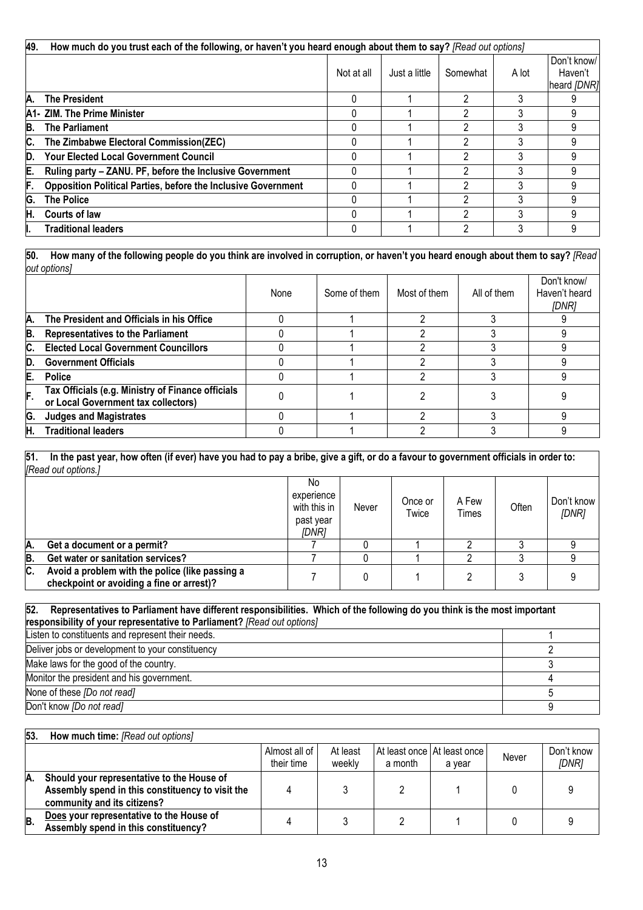**49. How much do you trust each of the following, or haven't you heard enough about them to say?** *[Read out options]*

| | Not at all | Just a little | Somewhat | A lot | Don't know/ Haven't heard *[DNR]* |
|---|---|---|---|---|---|
| **A. The President** | 0 | 1 | 2 | 3 | 9 |
| **A1- ZIM. The Prime Minister** | 0 | 1 | 2 | 3 | 9 |
| **B. The Parliament** | 0 | 1 | 2 | 3 | 9 |
| **C. The Zimbabwe Electoral Commission(ZEC)** | 0 | 1 | 2 | 3 | 9 |
| **D. Your Elected Local Government Council** | 0 | 1 | 2 | 3 | 9 |
| **E. Ruling party – ZANU. PF, before the Inclusive Government** | 0 | 1 | 2 | 3 | 9 |
| **F. Opposition Political Parties, before the Inclusive Government** | 0 | 1 | 2 | 3 | 9 |
| **G. The Police** | 0 | 1 | 2 | 3 | 9 |
| **H. Courts of law** | 0 | 1 | 2 | 3 | 9 |
| **I. Traditional leaders** | 0 | 1 | 2 | 3 | 9 |

**50. How many of the following people do you think are involved in corruption, or haven't you heard enough about them to say?** *[Read out options]*

| | None | Some of them | Most of them | All of them | Don't know/ Haven't heard *[DNR]* |
|---|---|---|---|---|---|
| **A. The President and Officials in his Office** | 0 | 1 | 2 | 3 | 9 |
| **B. Representatives to the Parliament** | 0 | 1 | 2 | 3 | 9 |
| **C. Elected Local Government Councillors** | 0 | 1 | 2 | 3 | 9 |
| **D. Government Officials** | 0 | 1 | 2 | 3 | 9 |
| **E. Police** | 0 | 1 | 2 | 3 | 9 |
| **F. Tax Officials (e.g. Ministry of Finance officials or Local Government tax collectors)** | 0 | 1 | 2 | 3 | 9 |
| **G. Judges and Magistrates** | 0 | 1 | 2 | 3 | 9 |
| **H. Traditional leaders** | 0 | 1 | 2 | 3 | 9 |

**51. In the past year, how often (if ever) have you had to pay a bribe, give a gift, or do a favour to government officials in order to:** *[Read out options.]*

| | No experience with this in past year *[DNR]* | Never | Once or Twice | A Few Times | Often | Don't know *[DNR]* |
|---|---|---|---|---|---|---|
| **A. Get a document or a permit?** | 7 | 0 | 1 | 2 | 3 | 9 |
| **B. Get water or sanitation services?** | 7 | 0 | 1 | 2 | 3 | 9 |
| **C. Avoid a problem with the police (like passing a checkpoint or avoiding a fine or arrest)?** | 7 | 0 | 1 | 2 | 3 | 9 |

**52. Representatives to Parliament have different responsibilities. Which of the following do you think is the most important responsibility of your representative to Parliament?** *[Read out options]*

| | |
|---|---|
| Listen to constituents and represent their needs. | 1 |
| Deliver jobs or development to your constituency | 2 |
| Make laws for the good of the country. | 3 |
| Monitor the president and his government. | 4 |
| None of these *[Do not read]* | 5 |
| Don't know *[Do not read]* | 9 |

**53. How much time:** *[Read out options]*

| | Almost all of their time | At least weekly | At least once a month | At least once a year | Never | Don't know *[DNR]* |
|---|---|---|---|---|---|---|
| **A. Should your representative to the House of Assembly spend in this constituency to visit the community and its citizens?** | 4 | 3 | 2 | 1 | 0 | 9 |
| **B. Does your representative to the House of Assembly spend in this constituency?** | 4 | 3 | 2 | 1 | 0 | 9 |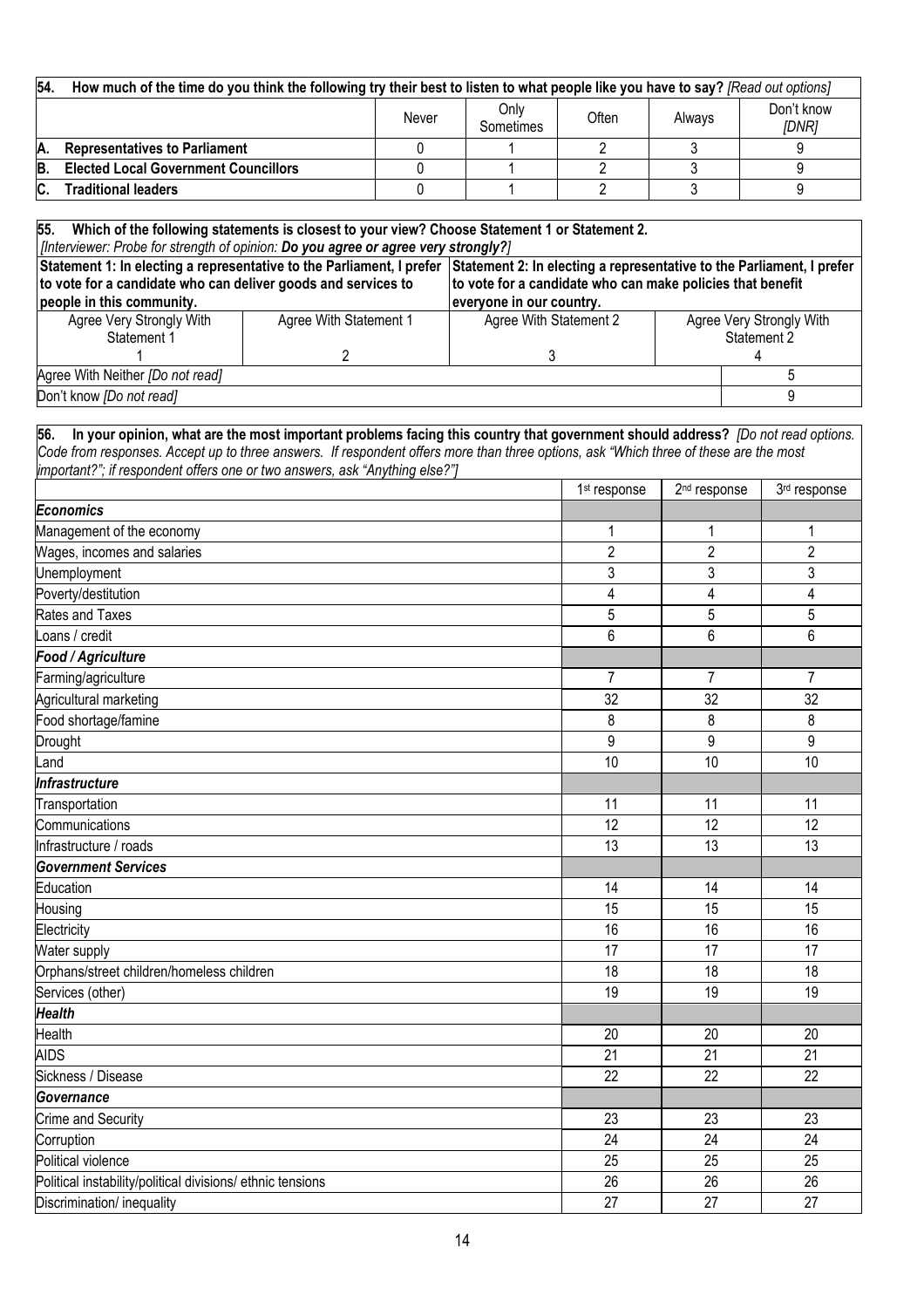| 54. How much of the time do you think the following try their best to listen to what people like you have to say? *[Read out options]* | | | | | |
|---|---|---|---|---|---|
| | Never | Only Sometimes | Often | Always | Don't know *[DNR]* |
| **A. Representatives to Parliament** | 0 | 1 | 2 | 3 | 9 |
| **B. Elected Local Government Councillors** | 0 | 1 | 2 | 3 | 9 |
| **C. Traditional leaders** | 0 | 1 | 2 | 3 | 9 |

**55. Which of the following statements is closest to your view? Choose Statement 1 or Statement 2.**
*[Interviewer: Probe for strength of opinion:* ***Do you agree or agree very strongly?****]*

| **Statement 1: In electing a representative to the Parliament, I prefer to vote for a candidate who can deliver goods and services to people in this community.** | | **Statement 2: In electing a representative to the Parliament, I prefer to vote for a candidate who can make policies that benefit everyone in our country.** | |
|---|---|---|---|
| Agree Very Strongly With Statement 1 | Agree With Statement 1 | Agree With Statement 2 | Agree Very Strongly With Statement 2 |
| 1 | 2 | 3 | 4 |
| Agree With Neither *[Do not read]* | | | 5 |
| Don't know *[Do not read]* | | | 9 |

**56. In your opinion, what are the most important problems facing this country that government should address?** *[Do not read options. Code from responses. Accept up to three answers. If respondent offers more than three options, ask "Which three of these are the most important?"; if respondent offers one or two answers, ask "Anything else?"]*

| | 1st response | 2nd response | 3rd response |
|---|---|---|---|
| ***Economics*** | | | |
| Management of the economy | 1 | 1 | 1 |
| Wages, incomes and salaries | 2 | 2 | 2 |
| Unemployment | 3 | 3 | 3 |
| Poverty/destitution | 4 | 4 | 4 |
| Rates and Taxes | 5 | 5 | 5 |
| Loans / credit | 6 | 6 | 6 |
| ***Food / Agriculture*** | | | |
| Farming/agriculture | 7 | 7 | 7 |
| Agricultural marketing | 32 | 32 | 32 |
| Food shortage/famine | 8 | 8 | 8 |
| Drought | 9 | 9 | 9 |
| Land | 10 | 10 | 10 |
| ***Infrastructure*** | | | |
| Transportation | 11 | 11 | 11 |
| Communications | 12 | 12 | 12 |
| Infrastructure / roads | 13 | 13 | 13 |
| ***Government Services*** | | | |
| Education | 14 | 14 | 14 |
| Housing | 15 | 15 | 15 |
| Electricity | 16 | 16 | 16 |
| Water supply | 17 | 17 | 17 |
| Orphans/street children/homeless children | 18 | 18 | 18 |
| Services (other) | 19 | 19 | 19 |
| ***Health*** | | | |
| Health | 20 | 20 | 20 |
| AIDS | 21 | 21 | 21 |
| Sickness / Disease | 22 | 22 | 22 |
| ***Governance*** | | | |
| Crime and Security | 23 | 23 | 23 |
| Corruption | 24 | 24 | 24 |
| Political violence | 25 | 25 | 25 |
| Political instability/political divisions/ ethnic tensions | 26 | 26 | 26 |
| Discrimination/ inequality | 27 | 27 | 27 |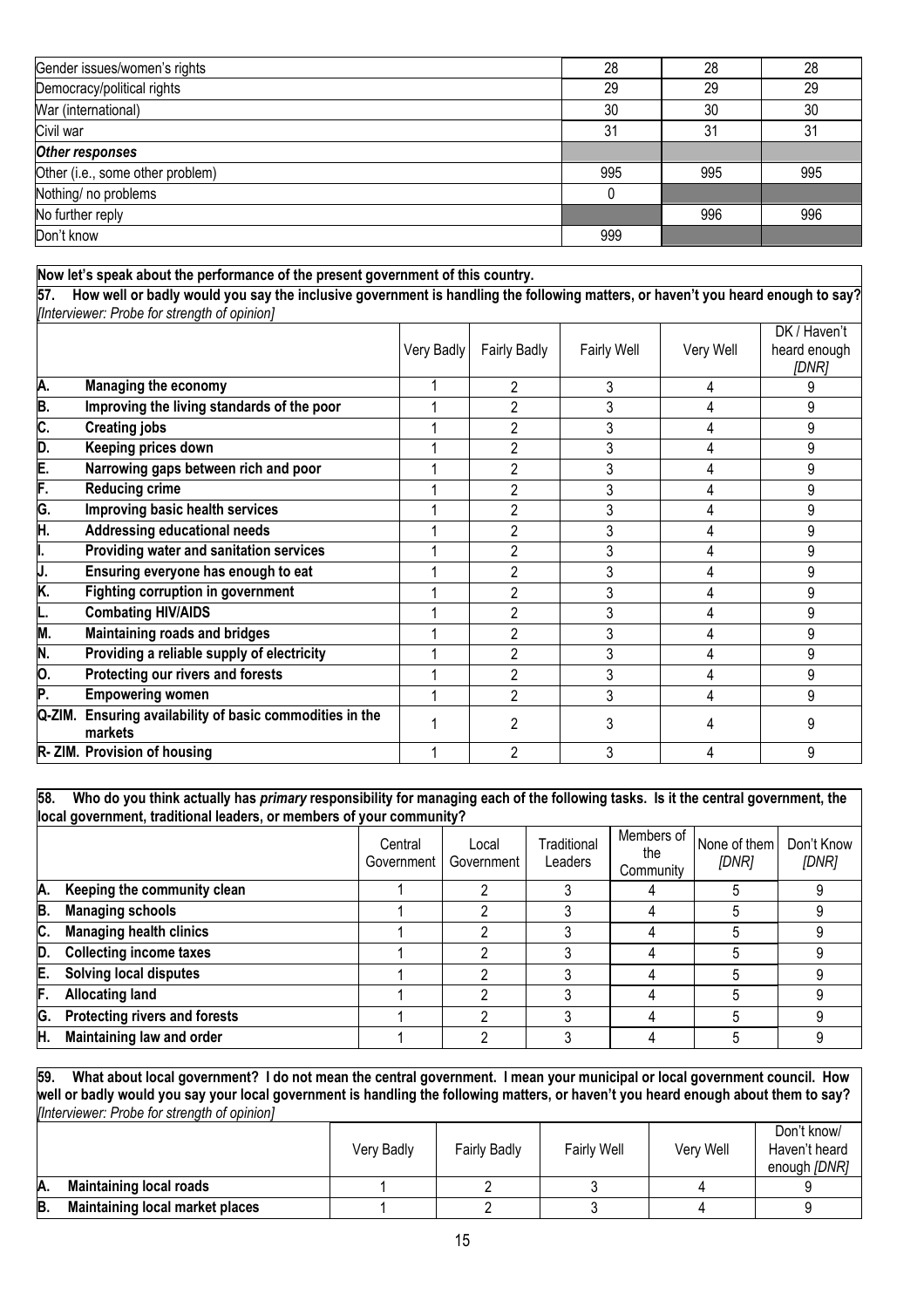| | | | |
|---|---|---|---|
| Gender issues/women's rights | 28 | 28 | 28 |
| Democracy/political rights | 29 | 29 | 29 |
| War (international) | 30 | 30 | 30 |
| Civil war | 31 | 31 | 31 |
| ***Other responses*** | | | |
| Other (i.e., some other problem) | 995 | 995 | 995 |
| Nothing/ no problems | 0 | | |
| No further reply | | 996 | 996 |
| Don't know | 999 | | |

**Now let's speak about the performance of the present government of this country.**

**57. How well or badly would you say the inclusive government is handling the following matters, or haven't you heard enough to say?** *[Interviewer: Probe for strength of opinion]*

| | Very Badly | Fairly Badly | Fairly Well | Very Well | DK / Haven't heard enough *[DNR]* |
|---|---|---|---|---|---|
| **A. Managing the economy** | 1 | 2 | 3 | 4 | 9 |
| **B. Improving the living standards of the poor** | 1 | 2 | 3 | 4 | 9 |
| **C. Creating jobs** | 1 | 2 | 3 | 4 | 9 |
| **D. Keeping prices down** | 1 | 2 | 3 | 4 | 9 |
| **E. Narrowing gaps between rich and poor** | 1 | 2 | 3 | 4 | 9 |
| **F. Reducing crime** | 1 | 2 | 3 | 4 | 9 |
| **G. Improving basic health services** | 1 | 2 | 3 | 4 | 9 |
| **H. Addressing educational needs** | 1 | 2 | 3 | 4 | 9 |
| **I. Providing water and sanitation services** | 1 | 2 | 3 | 4 | 9 |
| **J. Ensuring everyone has enough to eat** | 1 | 2 | 3 | 4 | 9 |
| **K. Fighting corruption in government** | 1 | 2 | 3 | 4 | 9 |
| **L. Combating HIV/AIDS** | 1 | 2 | 3 | 4 | 9 |
| **M. Maintaining roads and bridges** | 1 | 2 | 3 | 4 | 9 |
| **N. Providing a reliable supply of electricity** | 1 | 2 | 3 | 4 | 9 |
| **O. Protecting our rivers and forests** | 1 | 2 | 3 | 4 | 9 |
| **P. Empowering women** | 1 | 2 | 3 | 4 | 9 |
| **Q-ZIM. Ensuring availability of basic commodities in the markets** | 1 | 2 | 3 | 4 | 9 |
| **R- ZIM. Provision of housing** | 1 | 2 | 3 | 4 | 9 |

**58. Who do you think actually has *primary* responsibility for managing each of the following tasks. Is it the central government, the local government, traditional leaders, or members of your community?**

| | Central Government | Local Government | Traditional Leaders | Members of the Community | None of them *[DNR]* | Don't Know *[DNR]* |
|---|---|---|---|---|---|---|
| **A. Keeping the community clean** | 1 | 2 | 3 | 4 | 5 | 9 |
| **B. Managing schools** | 1 | 2 | 3 | 4 | 5 | 9 |
| **C. Managing health clinics** | 1 | 2 | 3 | 4 | 5 | 9 |
| **D. Collecting income taxes** | 1 | 2 | 3 | 4 | 5 | 9 |
| **E. Solving local disputes** | 1 | 2 | 3 | 4 | 5 | 9 |
| **F. Allocating land** | 1 | 2 | 3 | 4 | 5 | 9 |
| **G. Protecting rivers and forests** | 1 | 2 | 3 | 4 | 5 | 9 |
| **H. Maintaining law and order** | 1 | 2 | 3 | 4 | 5 | 9 |

**59. What about local government? I do not mean the central government. I mean your municipal or local government council. How well or badly would you say your local government is handling the following matters, or haven't you heard enough about them to say?** *[Interviewer: Probe for strength of opinion]*

| | Very Badly | Fairly Badly | Fairly Well | Very Well | Don't know/ Haven't heard enough *[DNR]* |
|---|---|---|---|---|---|
| **A. Maintaining local roads** | 1 | 2 | 3 | 4 | 9 |
| **B. Maintaining local market places** | 1 | 2 | 3 | 4 | 9 |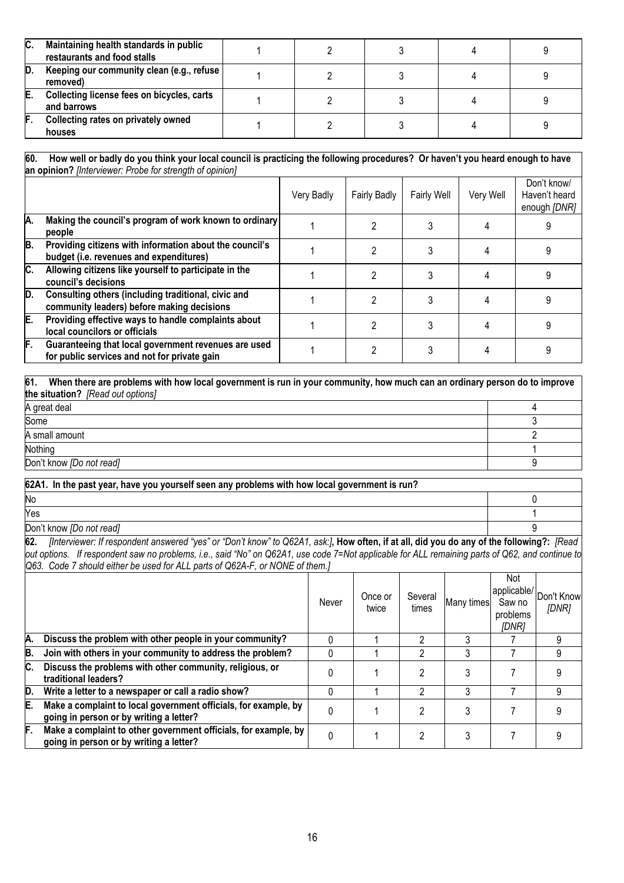| | | | | | | |
|---|---|---|---|---|---|---|
| **C.** | **Maintaining health standards in public restaurants and food stalls** | 1 | 2 | 3 | 4 | 9 |
| **D.** | **Keeping our community clean (e.g., refuse removed)** | 1 | 2 | 3 | 4 | 9 |
| **E.** | **Collecting license fees on bicycles, carts and barrows** | 1 | 2 | 3 | 4 | 9 |
| **F.** | **Collecting rates on privately owned houses** | 1 | 2 | 3 | 4 | 9 |

**60. How well or badly do you think your local council is practicing the following procedures? Or haven't you heard enough to have an opinion?** *[Interviewer: Probe for strength of opinion]*

| | | Very Badly | Fairly Badly | Fairly Well | Very Well | Don't know/ Haven't heard enough *[DNR]* |
|---|---|---|---|---|---|---|
| **A.** | **Making the council's program of work known to ordinary people** | 1 | 2 | 3 | 4 | 9 |
| **B.** | **Providing citizens with information about the council's budget (i.e. revenues and expenditures)** | 1 | 2 | 3 | 4 | 9 |
| **C.** | **Allowing citizens like yourself to participate in the council's decisions** | 1 | 2 | 3 | 4 | 9 |
| **D.** | **Consulting others (including traditional, civic and community leaders) before making decisions** | 1 | 2 | 3 | 4 | 9 |
| **E.** | **Providing effective ways to handle complaints about local councilors or officials** | 1 | 2 | 3 | 4 | 9 |
| **F.** | **Guaranteeing that local government revenues are used for public services and not for private gain** | 1 | 2 | 3 | 4 | 9 |

**61. When there are problems with how local government is run in your community, how much can an ordinary person do to improve the situation?** *[Read out options]*

| | |
|---|---|
| A great deal | 4 |
| Some | 3 |
| A small amount | 2 |
| Nothing | 1 |
| Don't know *[Do not read]* | 9 |

**62A1. In the past year, have you yourself seen any problems with how local government is run?**

| | |
|---|---|
| No | 0 |
| Yes | 1 |
| Don't know *[Do not read]* | 9 |

**62.** *[Interviewer: If respondent answered "yes" or "Don't know" to Q62A1, ask:]* **, How often, if at all, did you do any of the following?:** *[Read out options. If respondent saw no problems, i.e., said "No" on Q62A1, use code 7=Not applicable for ALL remaining parts of Q62, and continue to Q63. Code 7 should either be used for ALL parts of Q62A-F, or NONE of them.]*

| | | Never | Once or twice | Several times | Many times | Not applicable/ Saw no problems *[DNR]* | Don't Know *[DNR]* |
|---|---|---|---|---|---|---|---|
| **A.** | **Discuss the problem with other people in your community?** | 0 | 1 | 2 | 3 | 7 | 9 |
| **B.** | **Join with others in your community to address the problem?** | 0 | 1 | 2 | 3 | 7 | 9 |
| **C.** | **Discuss the problems with other community, religious, or traditional leaders?** | 0 | 1 | 2 | 3 | 7 | 9 |
| **D.** | **Write a letter to a newspaper or call a radio show?** | 0 | 1 | 2 | 3 | 7 | 9 |
| **E.** | **Make a complaint to local government officials, for example, by going in person or by writing a letter?** | 0 | 1 | 2 | 3 | 7 | 9 |
| **F.** | **Make a complaint to other government officials, for example, by going in person or by writing a letter?** | 0 | 1 | 2 | 3 | 7 | 9 |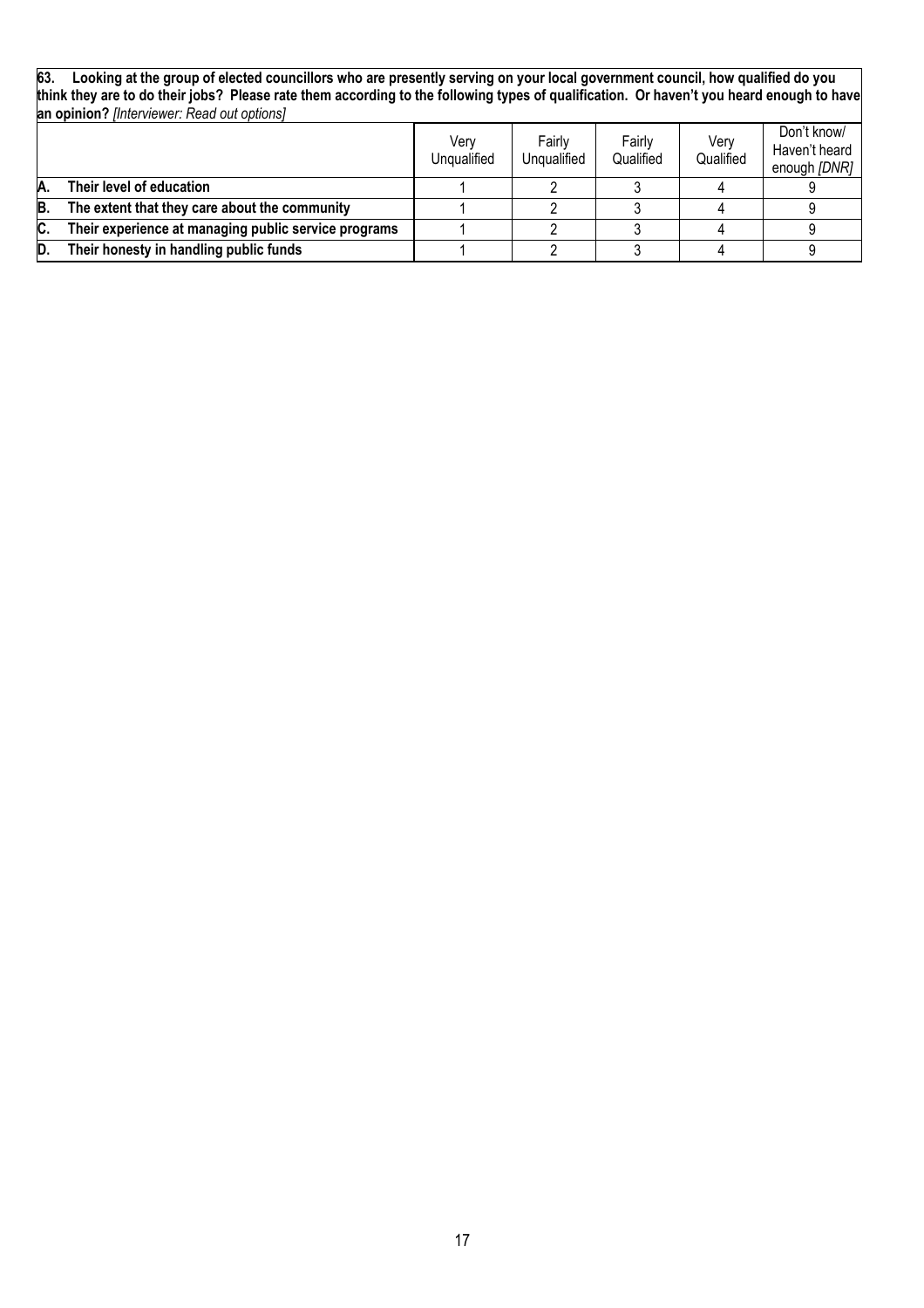**63. Looking at the group of elected councillors who are presently serving on your local government council, how qualified do you think they are to do their jobs? Please rate them according to the following types of qualification. Or haven't you heard enough to have an opinion?** *[Interviewer: Read out options]*

| | Very Unqualified | Fairly Unqualified | Fairly Qualified | Very Qualified | Don't know/ Haven't heard enough *[DNR]* |
|---|---|---|---|---|---|
| **A. Their level of education** | 1 | 2 | 3 | 4 | 9 |
| **B. The extent that they care about the community** | 1 | 2 | 3 | 4 | 9 |
| **C. Their experience at managing public service programs** | 1 | 2 | 3 | 4 | 9 |
| **D. Their honesty in handling public funds** | 1 | 2 | 3 | 4 | 9 |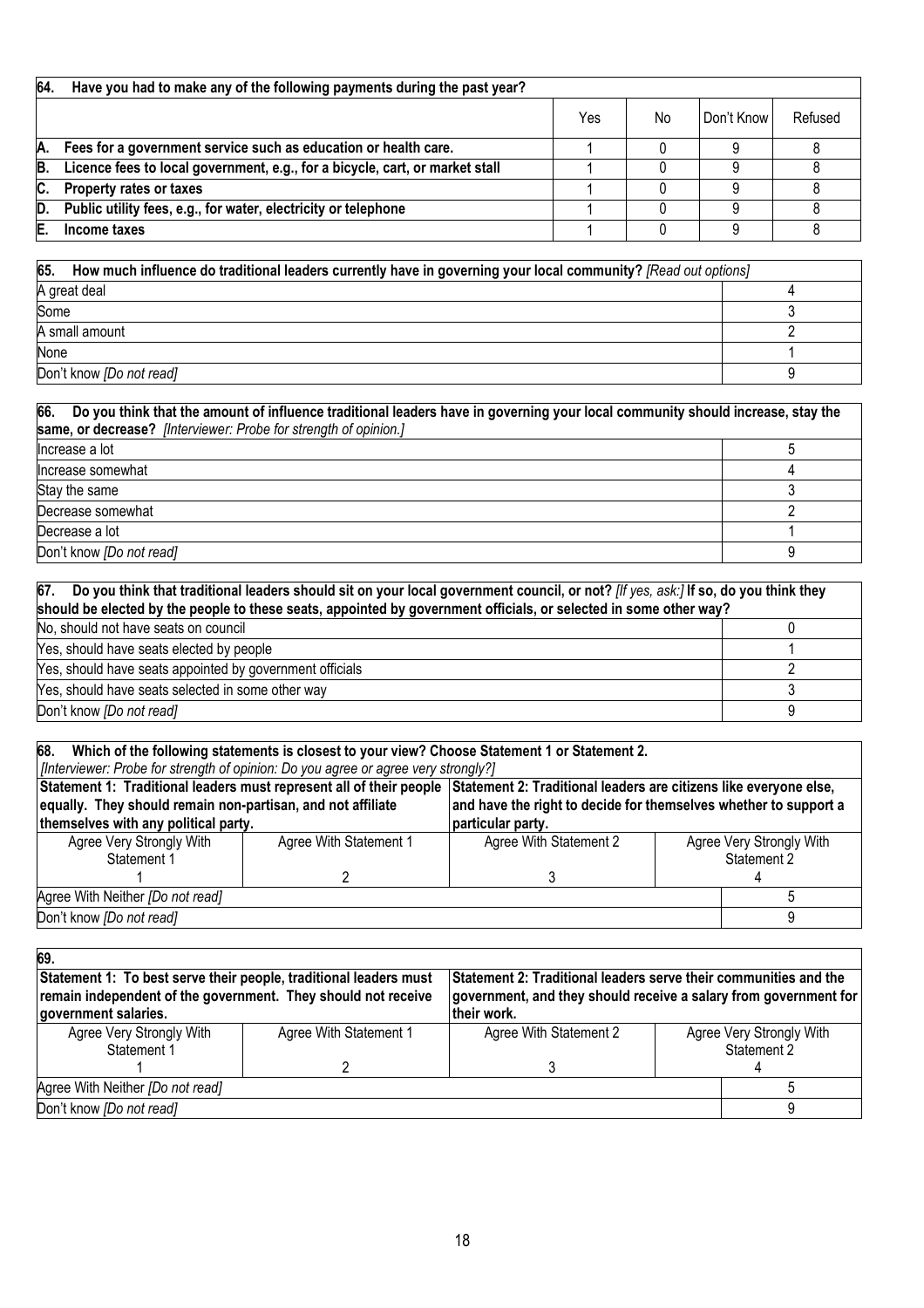| **64. Have you had to make any of the following payments during the past year?** | | | | |
|---|---|---|---|---|
| | Yes | No | Don't Know | Refused |
| **A. Fees for a government service such as education or health care.** | 1 | 0 | 9 | 8 |
| **B. Licence fees to local government, e.g., for a bicycle, cart, or market stall** | 1 | 0 | 9 | 8 |
| **C. Property rates or taxes** | 1 | 0 | 9 | 8 |
| **D. Public utility fees, e.g., for water, electricity or telephone** | 1 | 0 | 9 | 8 |
| **E. Income taxes** | 1 | 0 | 9 | 8 |

| **65. How much influence do traditional leaders currently have in governing your local community?** *[Read out options]* | |
|---|---|
| A great deal | 4 |
| Some | 3 |
| A small amount | 2 |
| None | 1 |
| Don't know *[Do not read]* | 9 |

| **66. Do you think that the amount of influence traditional leaders have in governing your local community should increase, stay the same, or decrease?** *[Interviewer: Probe for strength of opinion.]* | |
|---|---|
| Increase a lot | 5 |
| Increase somewhat | 4 |
| Stay the same | 3 |
| Decrease somewhat | 2 |
| Decrease a lot | 1 |
| Don't know *[Do not read]* | 9 |

| **67. Do you think that traditional leaders should sit on your local government council, or not?** *[If yes, ask:]* **If so, do you think they should be elected by the people to these seats, appointed by government officials, or selected in some other way?** | |
|---|---|
| No, should not have seats on council | 0 |
| Yes, should have seats elected by people | 1 |
| Yes, should have seats appointed by government officials | 2 |
| Yes, should have seats selected in some other way | 3 |
| Don't know *[Do not read]* | 9 |

**68. Which of the following statements is closest to your view? Choose Statement 1 or Statement 2.**
*[Interviewer: Probe for strength of opinion: Do you agree or agree very strongly?]*

| **Statement 1: Traditional leaders must represent all of their people equally. They should remain non-partisan, and not affiliate themselves with any political party.** | | **Statement 2: Traditional leaders are citizens like everyone else, and have the right to decide for themselves whether to support a particular party.** | |
|---|---|---|---|
| Agree Very Strongly With Statement 1 | Agree With Statement 1 | Agree With Statement 2 | Agree Very Strongly With Statement 2 |
| 1 | 2 | 3 | 4 |
| Agree With Neither *[Do not read]* | | | 5 |
| Don't know *[Do not read]* | | | 9 |

**69.**

| **Statement 1: To best serve their people, traditional leaders must remain independent of the government. They should not receive government salaries.** | | **Statement 2: Traditional leaders serve their communities and the government, and they should receive a salary from government for their work.** | |
|---|---|---|---|
| Agree Very Strongly With Statement 1 | Agree With Statement 1 | Agree With Statement 2 | Agree Very Strongly With Statement 2 |
| 1 | 2 | 3 | 4 |
| Agree With Neither *[Do not read]* | | | 5 |
| Don't know *[Do not read]* | | | 9 |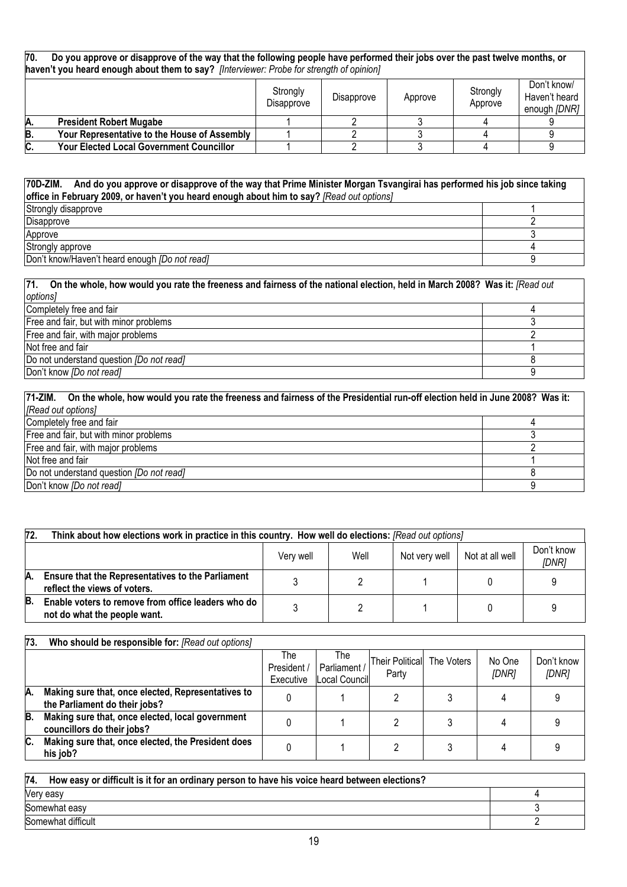**70. Do you approve or disapprove of the way that the following people have performed their jobs over the past twelve months, or haven't you heard enough about them to say?** *[Interviewer: Probe for strength of opinion]*

| | | Strongly Disapprove | Disapprove | Approve | Strongly Approve | Don't know/ Haven't heard enough *[DNR]* |
|---|---|---|---|---|---|---|
| A. | **President Robert Mugabe** | 1 | 2 | 3 | 4 | 9 |
| B. | **Your Representative to the House of Assembly** | 1 | 2 | 3 | 4 | 9 |
| C. | **Your Elected Local Government Councillor** | 1 | 2 | 3 | 4 | 9 |

**70D-ZIM. And do you approve or disapprove of the way that Prime Minister Morgan Tsvangirai has performed his job since taking office in February 2009, or haven't you heard enough about him to say?** *[Read out options]*

| | |
|---|---|
| Strongly disapprove | 1 |
| Disapprove | 2 |
| Approve | 3 |
| Strongly approve | 4 |
| Don't know/Haven't heard enough *[Do not read]* | 9 |

**71. On the whole, how would you rate the freeness and fairness of the national election, held in March 2008? Was it:** *[Read out options]*

| | |
|---|---|
| Completely free and fair | 4 |
| Free and fair, but with minor problems | 3 |
| Free and fair, with major problems | 2 |
| Not free and fair | 1 |
| Do not understand question *[Do not read]* | 8 |
| Don't know *[Do not read]* | 9 |

**71-ZIM. On the whole, how would you rate the freeness and fairness of the Presidential run-off election held in June 2008? Was it:** *[Read out options]*

| | |
|---|---|
| Completely free and fair | 4 |
| Free and fair, but with minor problems | 3 |
| Free and fair, with major problems | 2 |
| Not free and fair | 1 |
| Do not understand question *[Do not read]* | 8 |
| Don't know *[Do not read]* | 9 |

**72. Think about how elections work in practice in this country. How well do elections:** *[Read out options]*

| | | Very well | Well | Not very well | Not at all well | Don't know *[DNR]* |
|---|---|---|---|---|---|---|
| A. | **Ensure that the Representatives to the Parliament reflect the views of voters.** | 3 | 2 | 1 | 0 | 9 |
| B. | **Enable voters to remove from office leaders who do not do what the people want.** | 3 | 2 | 1 | 0 | 9 |

**73. Who should be responsible for:** *[Read out options]*

| | | The President / Executive | The Parliament / Local Council | Their Political Party | The Voters | No One *[DNR]* | Don't know *[DNR]* |
|---|---|---|---|---|---|---|---|
| A. | **Making sure that, once elected, Representatives to the Parliament do their jobs?** | 0 | 1 | 2 | 3 | 4 | 9 |
| B. | **Making sure that, once elected, local government councillors do their jobs?** | 0 | 1 | 2 | 3 | 4 | 9 |
| C. | **Making sure that, once elected, the President does his job?** | 0 | 1 | 2 | 3 | 4 | 9 |

**74. How easy or difficult is it for an ordinary person to have his voice heard between elections?**

| | |
|---|---|
| Very easy | 4 |
| Somewhat easy | 3 |
| Somewhat difficult | 2 |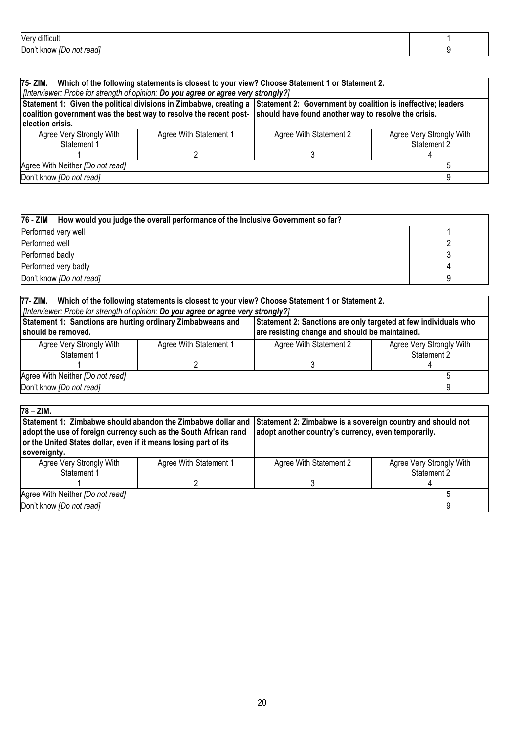| Very difficult | 1 |
|---|---|
| Don't know *[Do not read]* | 9 |

| **75- ZIM. Which of the following statements is closest to your view? Choose Statement 1 or Statement 2.** *[Interviewer: Probe for strength of opinion:* ***Do you agree or agree very strongly?****]* | | | |
|---|---|---|---|
| **Statement 1: Given the political divisions in Zimbabwe, creating a coalition government was the best way to resolve the recent post-election crisis.** | | **Statement 2: Government by coalition is ineffective; leaders should have found another way to resolve the crisis.** | |
| Agree Very Strongly With Statement 1<br>1 | Agree With Statement 1<br>2 | Agree With Statement 2<br>3 | Agree Very Strongly With Statement 2<br>4 |
| Agree With Neither *[Do not read]* | | | 5 |
| Don't know *[Do not read]* | | | 9 |

| **76 - ZIM How would you judge the overall performance of the Inclusive Government so far?** | |
|---|---|
| Performed very well | 1 |
| Performed well | 2 |
| Performed badly | 3 |
| Performed very badly | 4 |
| Don't know *[Do not read]* | 9 |

| **77- ZIM. Which of the following statements is closest to your view? Choose Statement 1 or Statement 2.** *[Interviewer: Probe for strength of opinion:* ***Do you agree or agree very strongly?****]* | | | |
|---|---|---|---|
| **Statement 1: Sanctions are hurting ordinary Zimbabweans and should be removed.** | | **Statement 2: Sanctions are only targeted at few individuals who are resisting change and should be maintained.** | |
| Agree Very Strongly With Statement 1<br>1 | Agree With Statement 1<br>2 | Agree With Statement 2<br>3 | Agree Very Strongly With Statement 2<br>4 |
| Agree With Neither *[Do not read]* | | | 5 |
| Don't know *[Do not read]* | | | 9 |

| **78 – ZIM.** | | | |
|---|---|---|---|
| **Statement 1: Zimbabwe should abandon the Zimbabwe dollar and adopt the use of foreign currency such as the South African rand or the United States dollar, even if it means losing part of its sovereignty.** | | **Statement 2: Zimbabwe is a sovereign country and should not adopt another country's currency, even temporarily.** | |
| Agree Very Strongly With Statement 1<br>1 | Agree With Statement 1<br>2 | Agree With Statement 2<br>3 | Agree Very Strongly With Statement 2<br>4 |
| Agree With Neither *[Do not read]* | | | 5 |
| Don't know *[Do not read]* | | | 9 |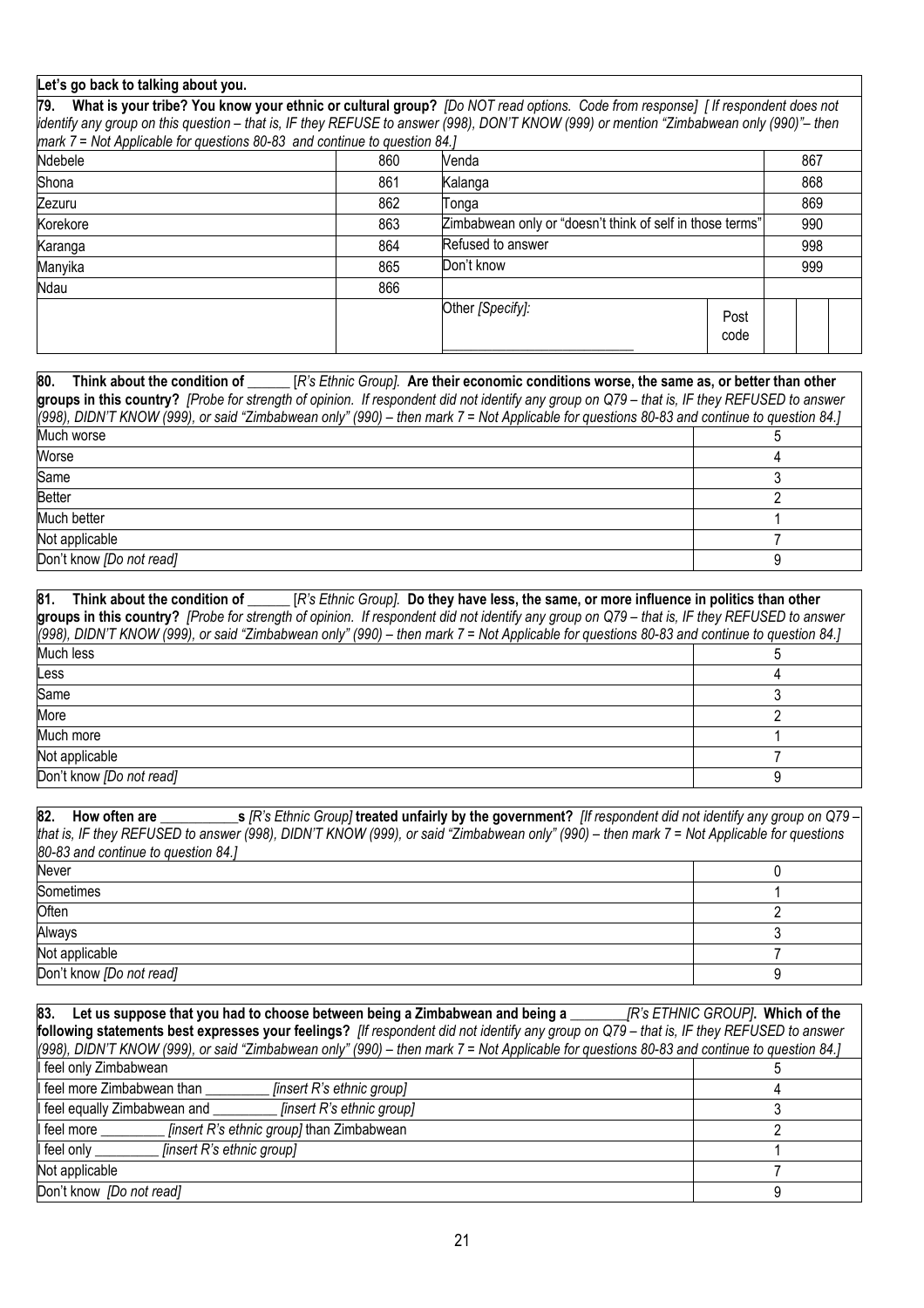**Let's go back to talking about you.**

**79. What is your tribe? You know your ethnic or cultural group?** *[Do NOT read options. Code from response] [ If respondent does not identify any group on this question – that is, IF they REFUSE to answer (998), DON'T KNOW (999) or mention "Zimbabwean only (990)"– then mark 7 = Not Applicable for questions 80-83 and continue to question 84.]*

| | | | |
|---|---|---|---|
| Ndebele | 860 | Venda | 867 |
| Shona | 861 | Kalanga | 868 |
| Zezuru | 862 | Tonga | 869 |
| Korekore | 863 | Zimbabwean only or "doesn't think of self in those terms" | 990 |
| Karanga | 864 | Refused to answer | 998 |
| Manyika | 865 | Don't know | 999 |
| Ndau | 866 | | |
| | | Other *[Specify]:* ___________________________ | Post code |

**80. Think about the condition of ______** [*R's Ethnic Group]*. **Are their economic conditions worse, the same as, or better than other groups in this country?** *[Probe for strength of opinion. If respondent did not identify any group on Q79 – that is, IF they REFUSED to answer (998), DIDN'T KNOW (999), or said "Zimbabwean only" (990) – then mark 7 = Not Applicable for questions 80-83 and continue to question 84.]*

| | |
|---|---|
| Much worse | 5 |
| Worse | 4 |
| Same | 3 |
| Better | 2 |
| Much better | 1 |
| Not applicable | 7 |
| Don't know *[Do not read]* | 9 |

**81. Think about the condition of ______** [*R's Ethnic Group]*. **Do they have less, the same, or more influence in politics than other groups in this country?** *[Probe for strength of opinion. If respondent did not identify any group on Q79 – that is, IF they REFUSED to answer (998), DIDN'T KNOW (999), or said "Zimbabwean only" (990) – then mark 7 = Not Applicable for questions 80-83 and continue to question 84.]*

| | |
|---|---|
| Much less | 5 |
| Less | 4 |
| Same | 3 |
| More | 2 |
| Much more | 1 |
| Not applicable | 7 |
| Don't know *[Do not read]* | 9 |

**82. How often are ___________s** *[R's Ethnic Group]* **treated unfairly by the government?** *[If respondent did not identify any group on Q79 – that is, IF they REFUSED to answer (998), DIDN'T KNOW (999), or said "Zimbabwean only" (990) – then mark 7 = Not Applicable for questions 80-83 and continue to question 84.]*

| | |
|---|---|
| Never | 0 |
| Sometimes | 1 |
| Often | 2 |
| Always | 3 |
| Not applicable | 7 |
| Don't know *[Do not read]* | 9 |

**83. Let us suppose that you had to choose between being a Zimbabwean and being a ________***[R's ETHNIC GROUP]***. Which of the following statements best expresses your feelings?** *[If respondent did not identify any group on Q79 – that is, IF they REFUSED to answer (998), DIDN'T KNOW (999), or said "Zimbabwean only" (990) – then mark 7 = Not Applicable for questions 80-83 and continue to question 84.]*

| | |
|---|---|
| I feel only Zimbabwean | 5 |
| I feel more Zimbabwean than _________ *[insert R's ethnic group]* | 4 |
| I feel equally Zimbabwean and _________ *[insert R's ethnic group]* | 3 |
| I feel more _________ *[insert R's ethnic group]* than Zimbabwean | 2 |
| I feel only _________ *[insert R's ethnic group]* | 1 |
| Not applicable | 7 |
| Don't know *[Do not read]* | 9 |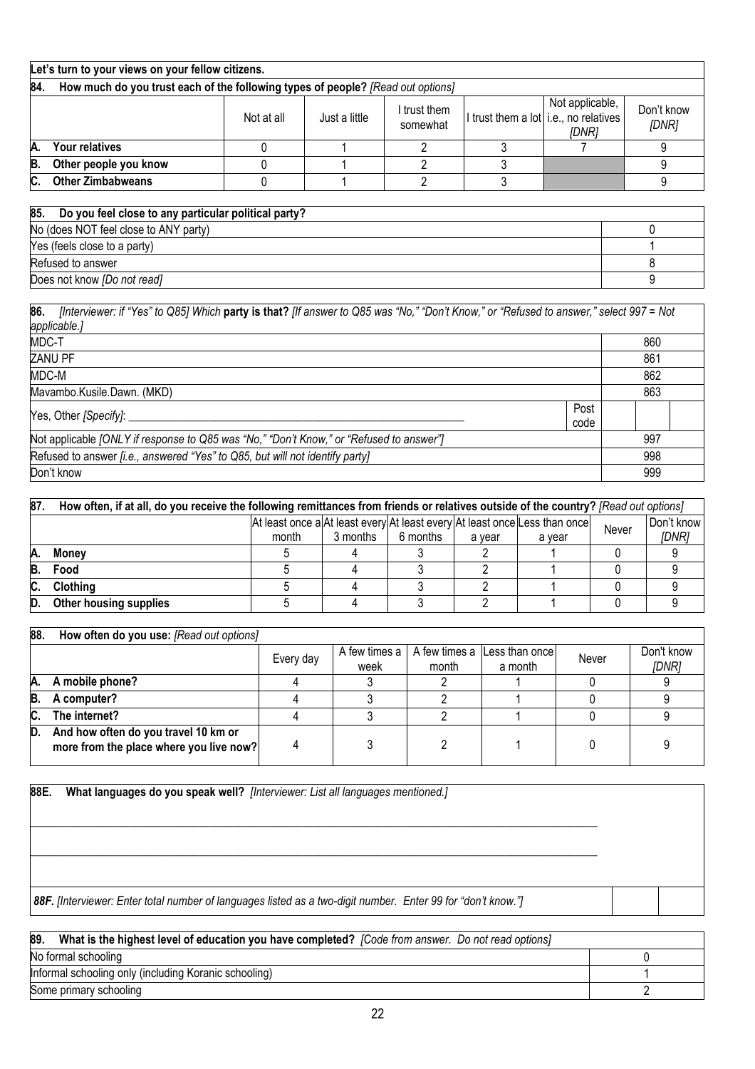**Let's turn to your views on your fellow citizens.**

| **84. How much do you trust each of the following types of people?** *[Read out options]* | | | | | | |
|---|---|---|---|---|---|---|
| | Not at all | Just a little | I trust them somewhat | I trust them a lot | Not applicable, i.e., no relatives *[DNR]* | Don't know *[DNR]* |
| **A. Your relatives** | 0 | 1 | 2 | 3 | 7 | 9 |
| **B. Other people you know** | 0 | 1 | 2 | 3 | | 9 |
| **C. Other Zimbabweans** | 0 | 1 | 2 | 3 | | 9 |

| **85. Do you feel close to any particular political party?** | |
|---|---|
| No (does NOT feel close to ANY party) | 0 |
| Yes (feels close to a party) | 1 |
| Refused to answer | 8 |
| Does not know *[Do not read]* | 9 |

| **86.** *[Interviewer: if "Yes" to Q85]* Which **party is that?** *[If answer to Q85 was "No," "Don't Know," or "Refused to answer," select 997 = Not applicable.]* | |
|---|---|
| MDC-T | 860 |
| ZANU PF | 861 |
| MDC-M | 862 |
| Mavambo.Kusile.Dawn. (MKD) | 863 |
| Yes, Other *[Specify]*: ______________________ Post code | |
| Not applicable *[ONLY if response to Q85 was "No," "Don't Know," or "Refused to answer"]* | 997 |
| Refused to answer *[i.e., answered "Yes" to Q85, but will not identify party]* | 998 |
| Don't know | 999 |

| **87. How often, if at all, do you receive the following remittances from friends or relatives outside of the country?** *[Read out options]* | | | | | | | |
|---|---|---|---|---|---|---|---|
| | At least once a month | At least every 3 months | At least every 6 months | At least once a year | Less than once a year | Never | Don't know *[DNR]* |
| **A. Money** | 5 | 4 | 3 | 2 | 1 | 0 | 9 |
| **B. Food** | 5 | 4 | 3 | 2 | 1 | 0 | 9 |
| **C. Clothing** | 5 | 4 | 3 | 2 | 1 | 0 | 9 |
| **D. Other housing supplies** | 5 | 4 | 3 | 2 | 1 | 0 | 9 |

| **88. How often do you use:** *[Read out options]* | | | | | | |
|---|---|---|---|---|---|---|
| | Every day | A few times a week | A few times a month | Less than once a month | Never | Don't know *[DNR]* |
| **A. A mobile phone?** | 4 | 3 | 2 | 1 | 0 | 9 |
| **B. A computer?** | 4 | 3 | 2 | 1 | 0 | 9 |
| **C. The internet?** | 4 | 3 | 2 | 1 | 0 | 9 |
| **D. And how often do you travel 10 km or more from the place where you live now?** | 4 | 3 | 2 | 1 | 0 | 9 |

**88E. What languages do you speak well?** *[Interviewer: List all languages mentioned.]*

______________________________________________________________________

______________________________________________________________________

***88F.*** *[Interviewer: Enter total number of languages listed as a two-digit number. Enter 99 for "don't know."]*

| **89. What is the highest level of education you have completed?** *[Code from answer. Do not read options]* | |
|---|---|
| No formal schooling | 0 |
| Informal schooling only (including Koranic schooling) | 1 |
| Some primary schooling | 2 |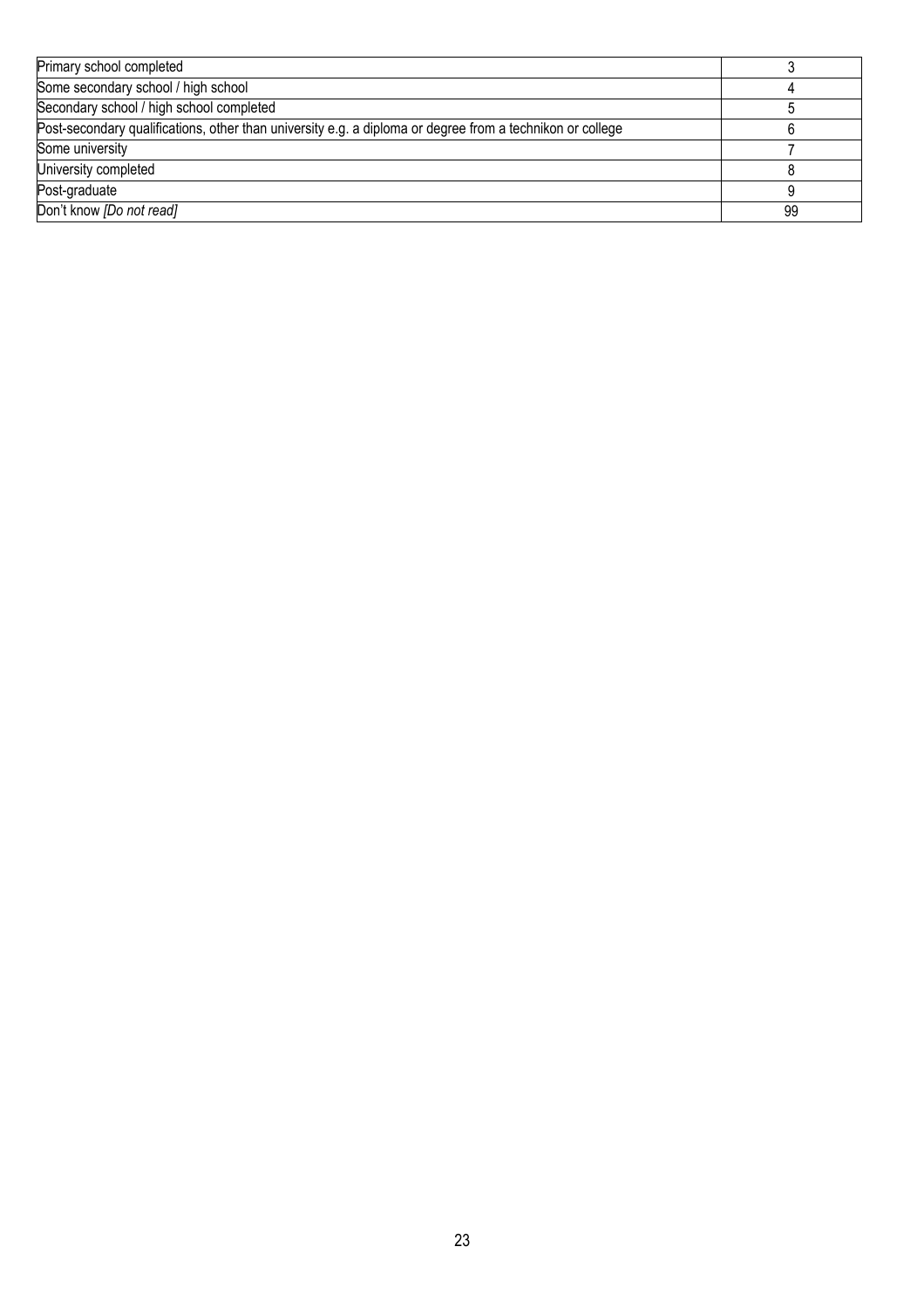| | |
|---|---|
| Primary school completed | 3 |
| Some secondary school / high school | 4 |
| Secondary school / high school completed | 5 |
| Post-secondary qualifications, other than university e.g. a diploma or degree from a technikon or college | 6 |
| Some university | 7 |
| University completed | 8 |
| Post-graduate | 9 |
| Don't know *[Do not read]* | 99 |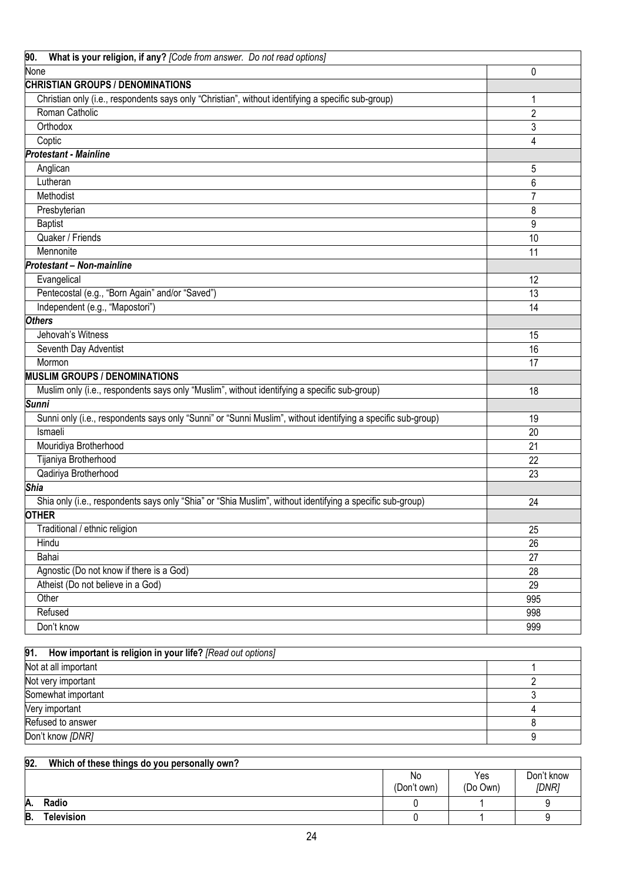| 90. What is your religion, if any? *[Code from answer. Do not read options]* | |
|---|---|
| None | 0 |
| **CHRISTIAN GROUPS / DENOMINATIONS** | |
| Christian only (i.e., respondents says only "Christian", without identifying a specific sub-group) | 1 |
| Roman Catholic | 2 |
| Orthodox | 3 |
| Coptic | 4 |
| ***Protestant - Mainline*** | |
| Anglican | 5 |
| Lutheran | 6 |
| Methodist | 7 |
| Presbyterian | 8 |
| Baptist | 9 |
| Quaker / Friends | 10 |
| Mennonite | 11 |
| ***Protestant – Non-mainline*** | |
| Evangelical | 12 |
| Pentecostal (e.g., "Born Again" and/or "Saved") | 13 |
| Independent (e.g., "Mapostori") | 14 |
| ***Others*** | |
| Jehovah's Witness | 15 |
| Seventh Day Adventist | 16 |
| Mormon | 17 |
| **MUSLIM GROUPS / DENOMINATIONS** | |
| Muslim only (i.e., respondents says only "Muslim", without identifying a specific sub-group) | 18 |
| ***Sunni*** | |
| Sunni only (i.e., respondents says only "Sunni" or "Sunni Muslim", without identifying a specific sub-group) | 19 |
| Ismaeli | 20 |
| Mouridiya Brotherhood | 21 |
| Tijaniya Brotherhood | 22 |
| Qadiriya Brotherhood | 23 |
| ***Shia*** | |
| Shia only (i.e., respondents says only "Shia" or "Shia Muslim", without identifying a specific sub-group) | 24 |
| **OTHER** | |
| Traditional / ethnic religion | 25 |
| Hindu | 26 |
| Bahai | 27 |
| Agnostic (Do not know if there is a God) | 28 |
| Atheist (Do not believe in a God) | 29 |
| Other | 995 |
| Refused | 998 |
| Don't know | 999 |

| 91. How important is religion in your life? *[Read out options]* | |
|---|---|
| Not at all important | 1 |
| Not very important | 2 |
| Somewhat important | 3 |
| Very important | 4 |
| Refused to answer | 8 |
| Don't know *[DNR]* | 9 |

| 92. Which of these things do you personally own? | | | |
|---|---|---|---|
| | No (Don't own) | Yes (Do Own) | Don't know *[DNR]* |
| **A. Radio** | 0 | 1 | 9 |
| **B. Television** | 0 | 1 | 9 |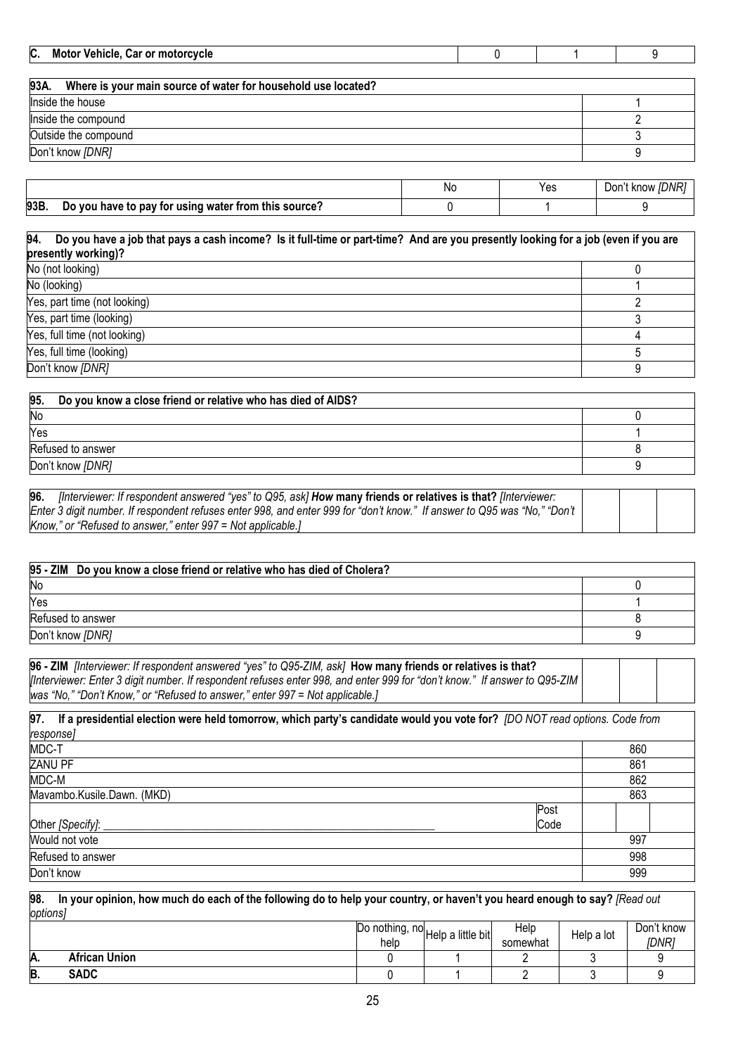| C. Motor Vehicle, Car or motorcycle | 0 | 1 | 9 |
|---|---|---|---|

| 93A. Where is your main source of water for household use located? | |
|---|---|
| Inside the house | 1 |
| Inside the compound | 2 |
| Outside the compound | 3 |
| Don't know *[DNR]* | 9 |

| | No | Yes | Don't know *[DNR]* |
|---|---|---|---|
| **93B. Do you have to pay for using water from this source?** | 0 | 1 | 9 |

| 94. Do you have a job that pays a cash income? Is it full-time or part-time? And are you presently looking for a job (even if you are presently working)? | |
|---|---|
| No (not looking) | 0 |
| No (looking) | 1 |
| Yes, part time (not looking) | 2 |
| Yes, part time (looking) | 3 |
| Yes, full time (not looking) | 4 |
| Yes, full time (looking) | 5 |
| Don't know *[DNR]* | 9 |

| 95. Do you know a close friend or relative who has died of AIDS? | |
|---|---|
| No | 0 |
| Yes | 1 |
| Refused to answer | 8 |
| Don't know *[DNR]* | 9 |

| **96.** *[Interviewer: If respondent answered "yes" to Q95, ask]* **How many friends or relatives is that?** *[Interviewer: Enter 3 digit number. If respondent refuses enter 998, and enter 999 for "don't know." If answer to Q95 was "No," "Don't Know," or "Refused to answer," enter 997 = Not applicable.]* | | | |
|---|---|---|---|

| 95 - ZIM Do you know a close friend or relative who has died of Cholera? | |
|---|---|
| No | 0 |
| Yes | 1 |
| Refused to answer | 8 |
| Don't know *[DNR]* | 9 |

| **96 - ZIM** *[Interviewer: If respondent answered "yes" to Q95-ZIM, ask]* **How many friends or relatives is that?** *[Interviewer: Enter 3 digit number. If respondent refuses enter 998, and enter 999 for "don't know." If answer to Q95-ZIM was "No," "Don't Know," or "Refused to answer," enter 997 = Not applicable.]* | | | |
|---|---|---|---|

| 97. If a presidential election were held tomorrow, which party's candidate would you vote for? *[DO NOT read options. Code from response]* | |
|---|---|
| MDC-T | 860 |
| ZANU PF | 861 |
| MDC-M | 862 |
| Mavambo.Kusile.Dawn. (MKD) | 863 |
| Other *[Specify]*: ______________________ Post Code | |
| Would not vote | 997 |
| Refused to answer | 998 |
| Don't know | 999 |

**98. In your opinion, how much do each of the following do to help your country, or haven't you heard enough to say?** *[Read out options]*

| | Do nothing, no help | Help a little bit | Help somewhat | Help a lot | Don't know *[DNR]* |
|---|---|---|---|---|---|
| **A. African Union** | 0 | 1 | 2 | 3 | 9 |
| **B. SADC** | 0 | 1 | 2 | 3 | 9 |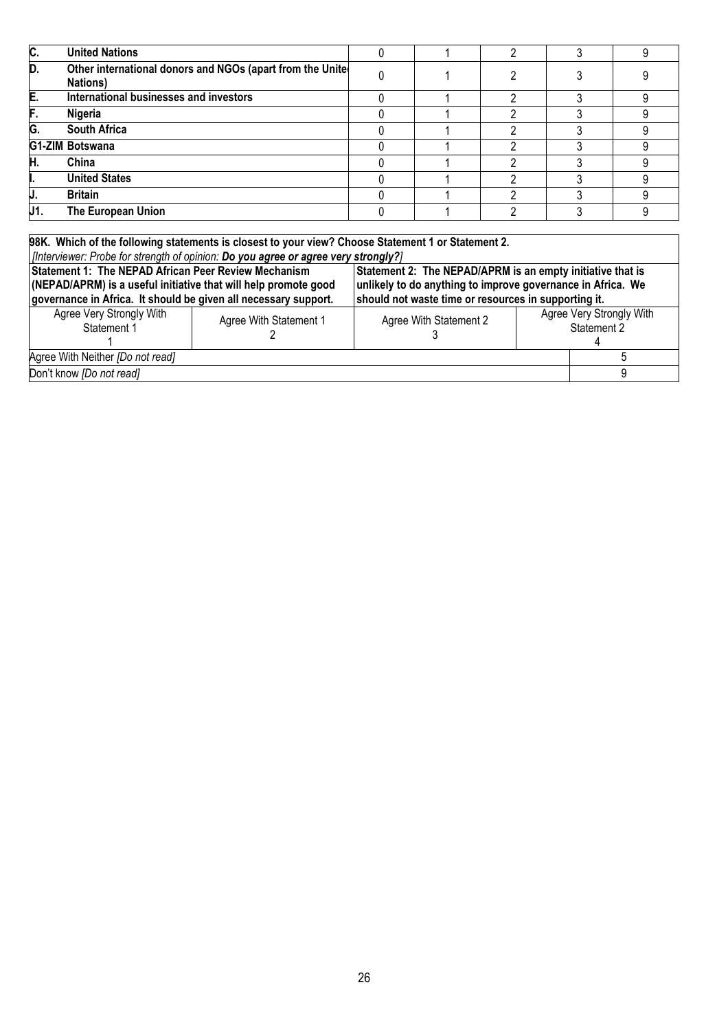| | | | | | | |
|---|---|---|---|---|---|---|
| **C.** | **United Nations** | 0 | 1 | 2 | 3 | 9 |
| **D.** | **Other international donors and NGOs (apart from the United Nations)** | 0 | 1 | 2 | 3 | 9 |
| **E.** | **International businesses and investors** | 0 | 1 | 2 | 3 | 9 |
| **F.** | **Nigeria** | 0 | 1 | 2 | 3 | 9 |
| **G.** | **South Africa** | 0 | 1 | 2 | 3 | 9 |
| **G1-ZIM** | **Botswana** | 0 | 1 | 2 | 3 | 9 |
| **H.** | **China** | 0 | 1 | 2 | 3 | 9 |
| **I.** | **United States** | 0 | 1 | 2 | 3 | 9 |
| **J.** | **Britain** | 0 | 1 | 2 | 3 | 9 |
| **J1.** | **The European Union** | 0 | 1 | 2 | 3 | 9 |

**98K. Which of the following statements is closest to your view? Choose Statement 1 or Statement 2.**
*[Interviewer: Probe for strength of opinion:* ***Do you agree or agree very strongly?****]*

| **Statement 1: The NEPAD African Peer Review Mechanism (NEPAD/APRM) is a useful initiative that will help promote good governance in Africa. It should be given all necessary support.** | | **Statement 2: The NEPAD/APRM is an empty initiative that is unlikely to do anything to improve governance in Africa. We should not waste time or resources in supporting it.** | |
|---|---|---|---|
| Agree Very Strongly With Statement 1<br>1 | Agree With Statement 1<br>2 | Agree With Statement 2<br>3 | Agree Very Strongly With Statement 2<br>4 |
| Agree With Neither *[Do not read]* | | | 5 |
| Don't know *[Do not read]* | | | 9 |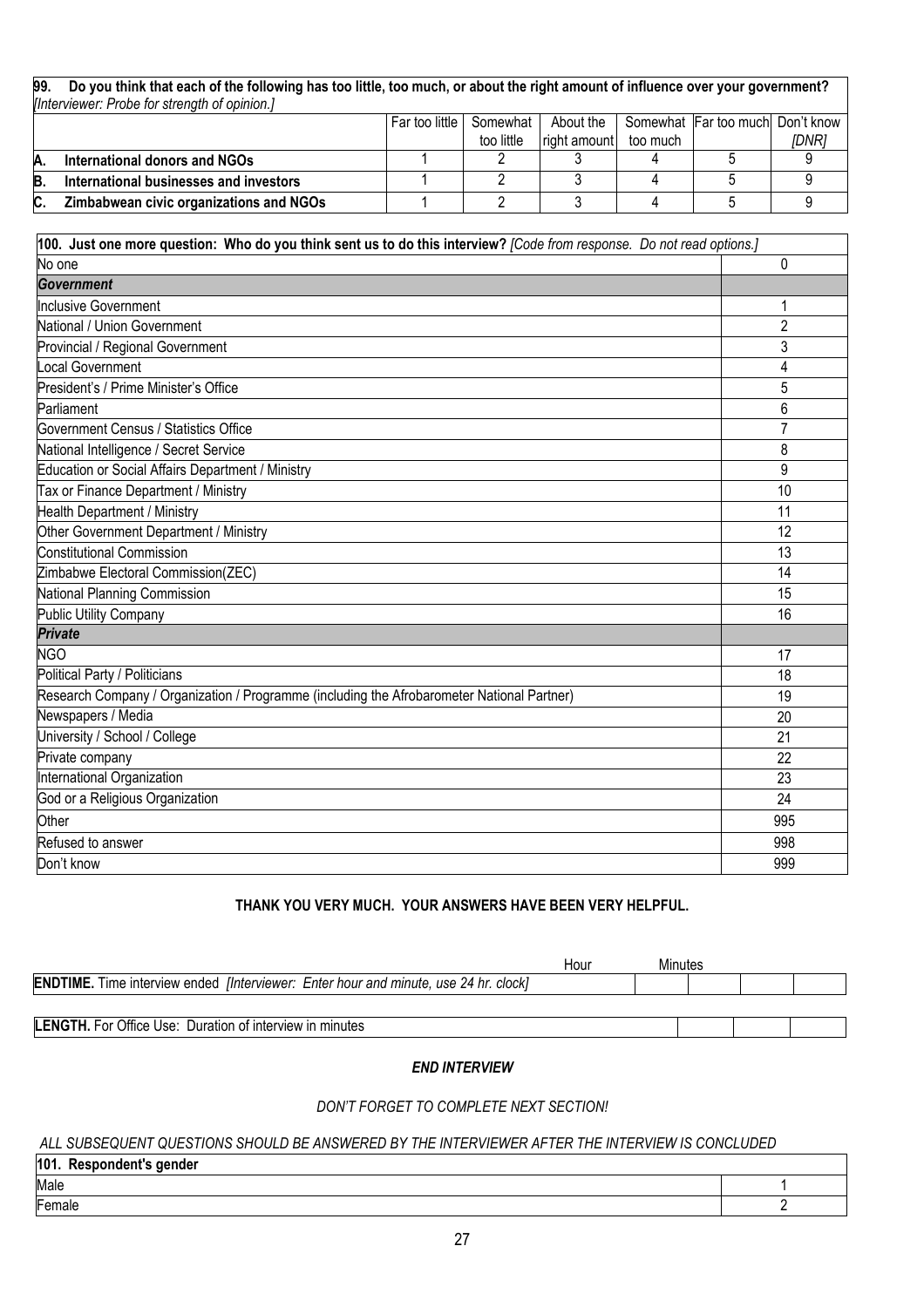**99. Do you think that each of the following has too little, too much, or about the right amount of influence over your government?** *[Interviewer: Probe for strength of opinion.]*

| | Far too little | Somewhat too little | About the right amount | Somewhat too much | Far too much | Don't know *[DNR]* |
|---|---|---|---|---|---|---|
| **A. International donors and NGOs** | 1 | 2 | 3 | 4 | 5 | 9 |
| **B. International businesses and investors** | 1 | 2 | 3 | 4 | 5 | 9 |
| **C. Zimbabwean civic organizations and NGOs** | 1 | 2 | 3 | 4 | 5 | 9 |

| **100. Just one more question: Who do you think sent us to do this interview?** *[Code from response. Do not read options.]* | |
|---|---|
| No one | 0 |
| ***Government*** | |
| Inclusive Government | 1 |
| National / Union Government | 2 |
| Provincial / Regional Government | 3 |
| Local Government | 4 |
| President's / Prime Minister's Office | 5 |
| Parliament | 6 |
| Government Census / Statistics Office | 7 |
| National Intelligence / Secret Service | 8 |
| Education or Social Affairs Department / Ministry | 9 |
| Tax or Finance Department / Ministry | 10 |
| Health Department / Ministry | 11 |
| Other Government Department / Ministry | 12 |
| Constitutional Commission | 13 |
| Zimbabwe Electoral Commission(ZEC) | 14 |
| National Planning Commission | 15 |
| Public Utility Company | 16 |
| ***Private*** | |
| NGO | 17 |
| Political Party / Politicians | 18 |
| Research Company / Organization / Programme (including the Afrobarometer National Partner) | 19 |
| Newspapers / Media | 20 |
| University / School / College | 21 |
| Private company | 22 |
| International Organization | 23 |
| God or a Religious Organization | 24 |
| Other | 995 |
| Refused to answer | 998 |
| Don't know | 999 |

**THANK YOU VERY MUCH. YOUR ANSWERS HAVE BEEN VERY HELPFUL.**

| | Hour | | Minutes | |
|---|---|---|---|---|
| **ENDTIME.** Time interview ended *[Interviewer: Enter hour and minute, use 24 hr. clock]* | | | | |

| | | | |
|---|---|---|---|
| **LENGTH.** For Office Use: Duration of interview in minutes | | | |

***END INTERVIEW***

*DON'T FORGET TO COMPLETE NEXT SECTION!*

*ALL SUBSEQUENT QUESTIONS SHOULD BE ANSWERED BY THE INTERVIEWER AFTER THE INTERVIEW IS CONCLUDED*

| **101. Respondent's gender** | |
|---|---|
| Male | 1 |
| Female | 2 |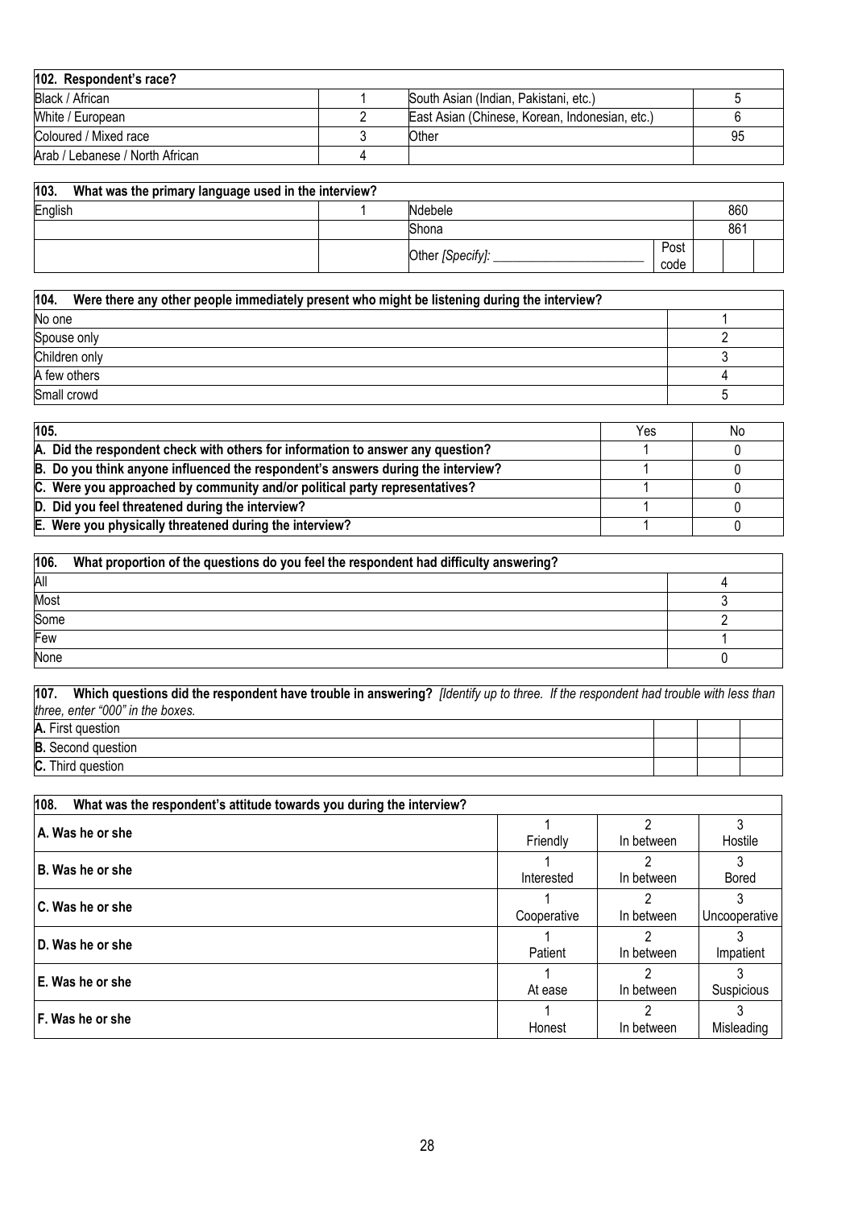| 102. Respondent's race? | | | |
|---|---|---|---|
| Black / African | 1 | South Asian (Indian, Pakistani, etc.) | 5 |
| White / European | 2 | East Asian (Chinese, Korean, Indonesian, etc.) | 6 |
| Coloured / Mixed race | 3 | Other | 95 |
| Arab / Lebanese / North African | 4 | | |

| 103. What was the primary language used in the interview? | | | |
|---|---|---|---|
| English | 1 | Ndebele | 860 |
| | | Shona | 861 |
| | | Other *[Specify]:* ___________________ Post code | |

| 104. Were there any other people immediately present who might be listening during the interview? | |
|---|---|
| No one | 1 |
| Spouse only | 2 |
| Children only | 3 |
| A few others | 4 |
| Small crowd | 5 |

| 105. | Yes | No |
|---|---|---|
| **A. Did the respondent check with others for information to answer any question?** | 1 | 0 |
| **B. Do you think anyone influenced the respondent's answers during the interview?** | 1 | 0 |
| **C. Were you approached by community and/or political party representatives?** | 1 | 0 |
| **D. Did you feel threatened during the interview?** | 1 | 0 |
| **E. Were you physically threatened during the interview?** | 1 | 0 |

| 106. What proportion of the questions do you feel the respondent had difficulty answering? | |
|---|---|
| All | 4 |
| Most | 3 |
| Some | 2 |
| Few | 1 |
| None | 0 |

| **107. Which questions did the respondent have trouble in answering?** *[Identify up to three. If the respondent had trouble with less than three, enter "000" in the boxes.* | | | |
|---|---|---|---|
| **A.** First question | | | |
| **B.** Second question | | | |
| **C.** Third question | | | |

| 108. What was the respondent's attitude towards you during the interview? | | | |
|---|---|---|---|
| **A. Was he or she** | 1 Friendly | 2 In between | 3 Hostile |
| **B. Was he or she** | 1 Interested | 2 In between | 3 Bored |
| **C. Was he or she** | 1 Cooperative | 2 In between | 3 Uncooperative |
| **D. Was he or she** | 1 Patient | 2 In between | 3 Impatient |
| **E. Was he or she** | 1 At ease | 2 In between | 3 Suspicious |
| **F. Was he or she** | 1 Honest | 2 In between | 3 Misleading |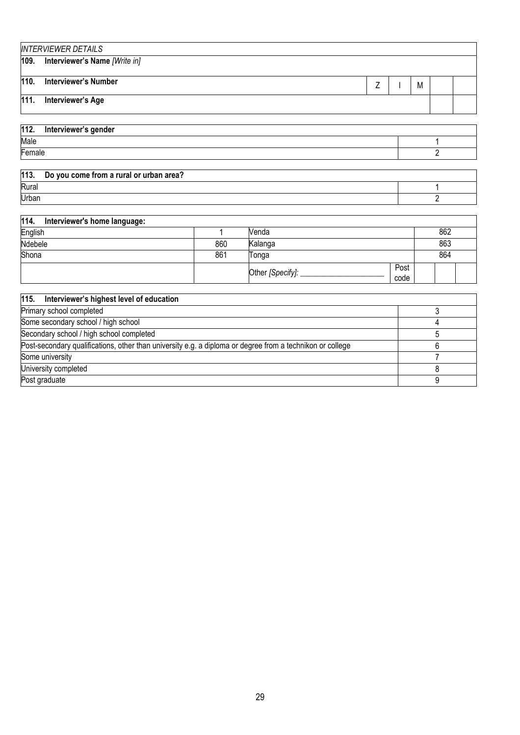| *INTERVIEWER DETAILS* | | | | | |
|---|---|---|---|---|---|
| **109. Interviewer's Name** *[Write in]* | | | | | |
| **110. Interviewer's Number** | Z | I | M | | |
| **111. Interviewer's Age** | | | | | |

| **112. Interviewer's gender** | |
|---|---|
| Male | 1 |
| Female | 2 |

| **113. Do you come from a rural or urban area?** | |
|---|---|
| Rural | 1 |
| Urban | 2 |

| **114. Interviewer's home language:** | | | | |
|---|---|---|---|---|
| English | 1 | Venda | | 862 |
| Ndebele | 860 | Kalanga | | 863 |
| Shona | 861 | Tonga | | 864 |
| | | Other *[Specify]:* ____________________ | Post code | |

| **115. Interviewer's highest level of education** | |
|---|---|
| Primary school completed | 3 |
| Some secondary school / high school | 4 |
| Secondary school / high school completed | 5 |
| Post-secondary qualifications, other than university e.g. a diploma or degree from a technikon or college | 6 |
| Some university | 7 |
| University completed | 8 |
| Post graduate | 9 |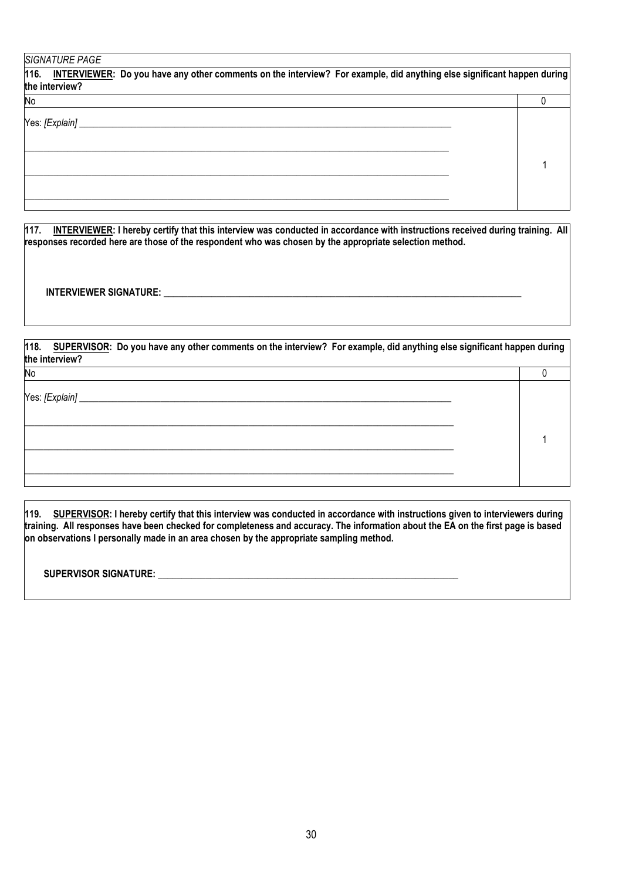*SIGNATURE PAGE*

| **116. <u>INTERVIEWER</u>: Do you have any other comments on the interview? For example, did anything else significant happen during the interview?** | |
|---|---|
| No | 0 |
| Yes: *[Explain]* ____________________ | 1 |

**117. <u>INTERVIEWER</u>: I hereby certify that this interview was conducted in accordance with instructions received during training. All responses recorded here are those of the respondent who was chosen by the appropriate selection method.**

**INTERVIEWER SIGNATURE:** ____________________

| **118. <u>SUPERVISOR</u>: Do you have any other comments on the interview? For example, did anything else significant happen during the interview?** | |
|---|---|
| No | 0 |
| Yes: *[Explain]* ____________________ | 1 |

**119. <u>SUPERVISOR</u>: I hereby certify that this interview was conducted in accordance with instructions given to interviewers during training. All responses have been checked for completeness and accuracy. The information about the EA on the first page is based on observations I personally made in an area chosen by the appropriate sampling method.**

**SUPERVISOR SIGNATURE:** ____________________